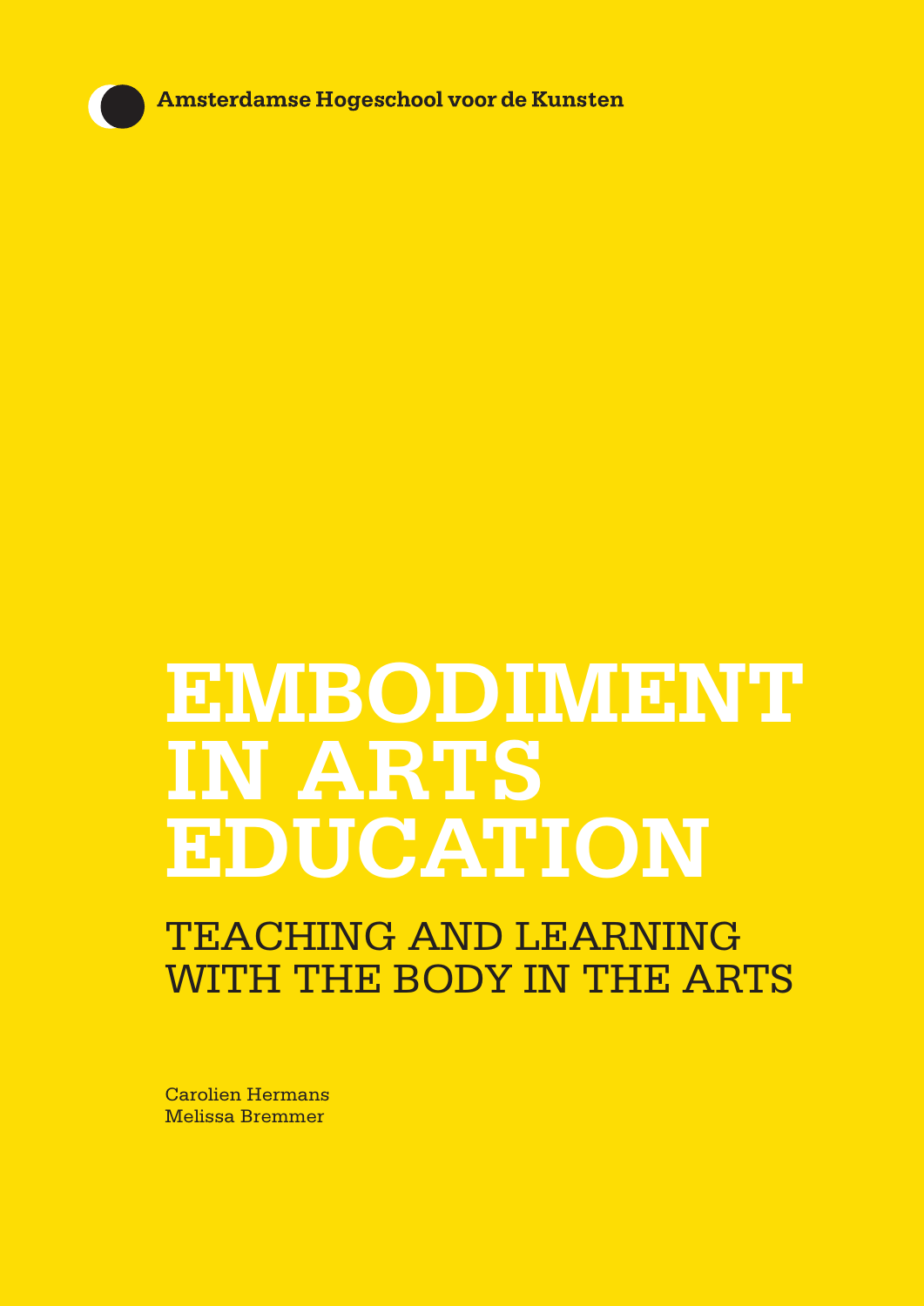Amsterdamse Hogeschool voor de Kunsten

# EMBODIMENT IN ARTS EDUCATION

## TEACHING AND LEARNING WITH THE BODY IN THE ARTS

Carolien Hermans
Melissa Bremmer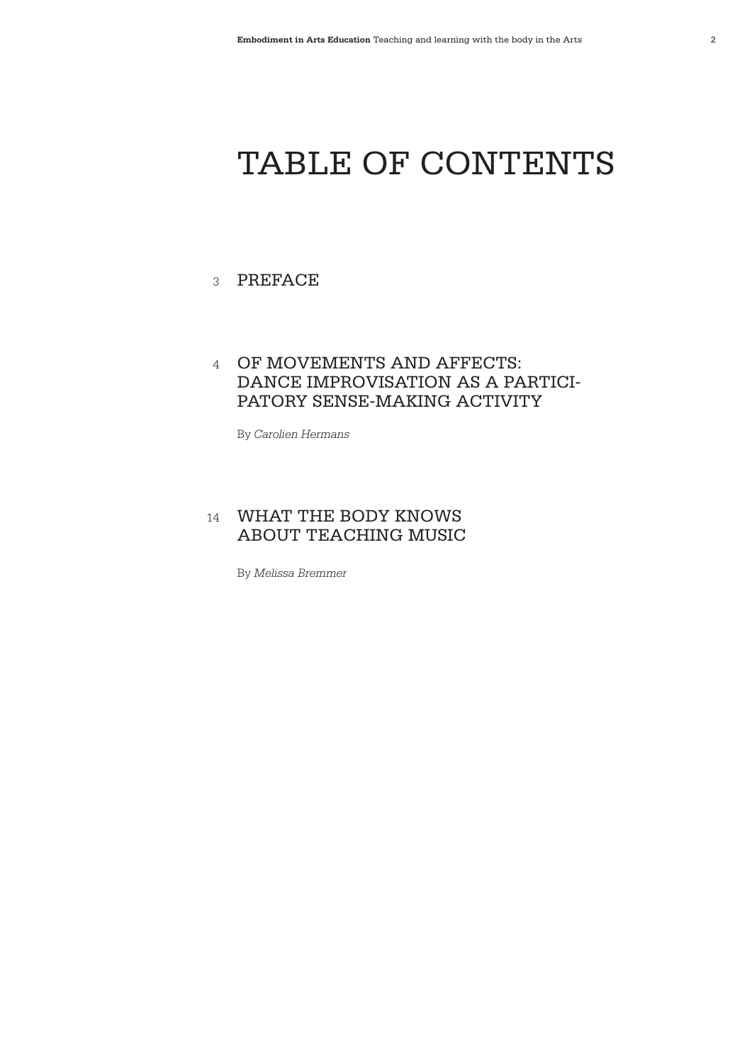# TABLE OF CONTENTS

3 PREFACE

4 OF MOVEMENTS AND AFFECTS: DANCE IMPROVISATION AS A PARTICIPATORY SENSE-MAKING ACTIVITY

By *Carolien Hermans*

14 WHAT THE BODY KNOWS ABOUT TEACHING MUSIC

By *Melissa Bremmer*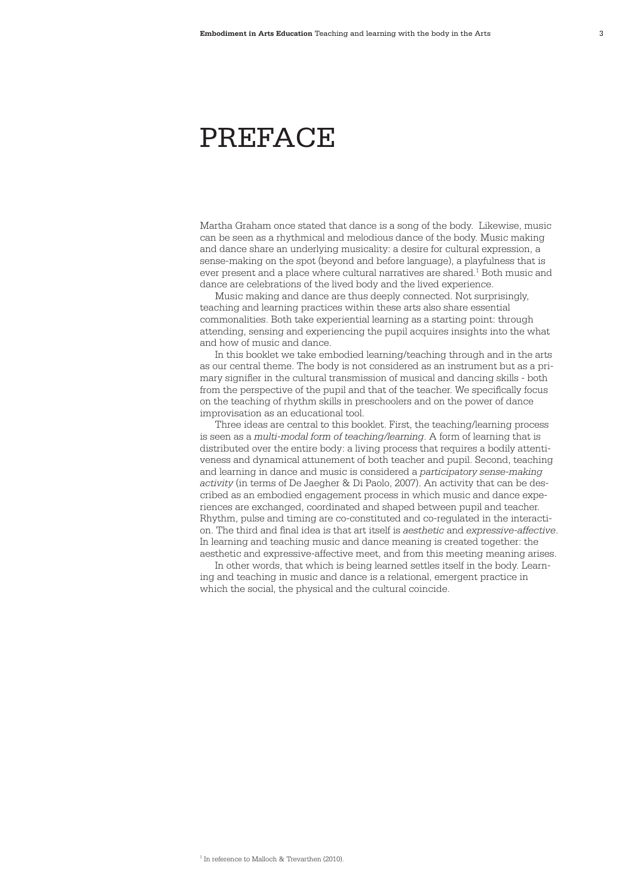# PREFACE

Martha Graham once stated that dance is a song of the body. Likewise, music can be seen as a rhythmical and melodious dance of the body. Music making and dance share an underlying musicality: a desire for cultural expression, a sense-making on the spot (beyond and before language), a playfulness that is ever present and a place where cultural narratives are shared.[1] Both music and dance are celebrations of the lived body and the lived experience.

Music making and dance are thus deeply connected. Not surprisingly, teaching and learning practices within these arts also share essential commonalities. Both take experiential learning as a starting point: through attending, sensing and experiencing the pupil acquires insights into the what and how of music and dance.

In this booklet we take embodied learning/teaching through and in the arts as our central theme. The body is not considered as an instrument but as a primary signifier in the cultural transmission of musical and dancing skills - both from the perspective of the pupil and that of the teacher. We specifically focus on the teaching of rhythm skills in preschoolers and on the power of dance improvisation as an educational tool.

Three ideas are central to this booklet. First, the teaching/learning process is seen as a *multi-modal form of teaching/learning*. A form of learning that is distributed over the entire body: a living process that requires a bodily attentiveness and dynamical attunement of both teacher and pupil. Second, teaching and learning in dance and music is considered a *participatory sense-making activity* (in terms of De Jaegher & Di Paolo, 2007). An activity that can be described as an embodied engagement process in which music and dance experiences are exchanged, coordinated and shaped between pupil and teacher. Rhythm, pulse and timing are co-constituted and co-regulated in the interaction. The third and final idea is that art itself is *aesthetic* and *expressive-affective*. In learning and teaching music and dance meaning is created together: the aesthetic and expressive-affective meet, and from this meeting meaning arises.

In other words, that which is being learned settles itself in the body. Learning and teaching in music and dance is a relational, emergent practice in which the social, the physical and the cultural coincide.

[1] In reference to Malloch & Trevarthen (2010).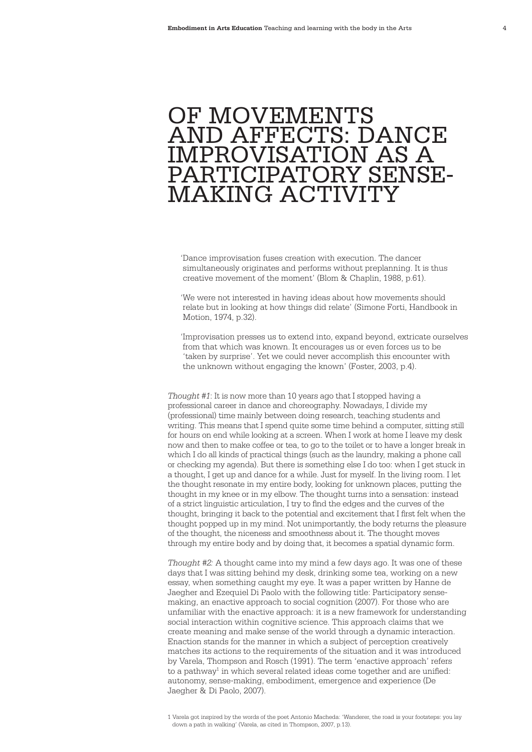# OF MOVEMENTS AND AFFECTS: DANCE IMPROVISATION AS A PARTICIPATORY SENSE-MAKING ACTIVITY

> 'Dance improvisation fuses creation with execution. The dancer simultaneously originates and performs without preplanning. It is thus creative movement of the moment' (Blom & Chaplin, 1988, p.61).

> 'We were not interested in having ideas about how movements should relate but in looking at how things did relate' (Simone Forti, Handbook in Motion, 1974, p.32).

> 'Improvisation presses us to extend into, expand beyond, extricate ourselves from that which was known. It encourages us or even forces us to be 'taken by surprise'. Yet we could never accomplish this encounter with the unknown without engaging the known' (Foster, 2003, p.4).

*Thought #1*: It is now more than 10 years ago that I stopped having a professional career in dance and choreography. Nowadays, I divide my (professional) time mainly between doing research, teaching students and writing. This means that I spend quite some time behind a computer, sitting still for hours on end while looking at a screen. When I work at home I leave my desk now and then to make coffee or tea, to go to the toilet or to have a longer break in which I do all kinds of practical things (such as the laundry, making a phone call or checking my agenda). But there is something else I do too: when I get stuck in a thought, I get up and dance for a while. Just for myself. In the living room. I let the thought resonate in my entire body, looking for unknown places, putting the thought in my knee or in my elbow. The thought turns into a sensation: instead of a strict linguistic articulation, I try to find the edges and the curves of the thought, bringing it back to the potential and excitement that I first felt when the thought popped up in my mind. Not unimportantly, the body returns the pleasure of the thought, the niceness and smoothness about it. The thought moves through my entire body and by doing that, it becomes a spatial dynamic form.

*Thought #2:* A thought came into my mind a few days ago. It was one of these days that I was sitting behind my desk, drinking some tea, working on a new essay, when something caught my eye. It was a paper written by Hanne de Jaegher and Ezequiel Di Paolo with the following title: Participatory sense-making, an enactive approach to social cognition (2007). For those who are unfamiliar with the enactive approach: it is a new framework for understanding social interaction within cognitive science. This approach claims that we create meaning and make sense of the world through a dynamic interaction. Enaction stands for the manner in which a subject of perception creatively matches its actions to the requirements of the situation and it was introduced by Varela, Thompson and Rosch (1991). The term 'enactive approach' refers to a pathway[1] in which several related ideas come together and are unified: autonomy, sense-making, embodiment, emergence and experience (De Jaegher & Di Paolo, 2007).

[1] Varela got inspired by the words of the poet Antonio Macheda: 'Wanderer, the road is your footsteps: you lay down a path in walking' (Varela, as cited in Thompson, 2007, p.13).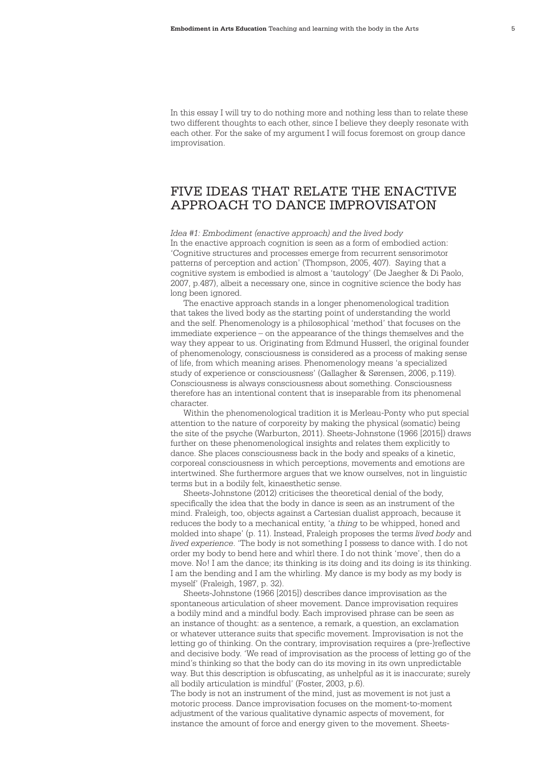In this essay I will try to do nothing more and nothing less than to relate these two different thoughts to each other, since I believe they deeply resonate with each other. For the sake of my argument I will focus foremost on group dance improvisation.

## FIVE IDEAS THAT RELATE THE ENACTIVE APPROACH TO DANCE IMPROVISATON

*Idea #1: Embodiment (enactive approach) and the lived body*

In the enactive approach cognition is seen as a form of embodied action: 'Cognitive structures and processes emerge from recurrent sensorimotor patterns of perception and action' (Thompson, 2005, 407). Saying that a cognitive system is embodied is almost a 'tautology' (De Jaegher & Di Paolo, 2007, p.487), albeit a necessary one, since in cognitive science the body has long been ignored.

The enactive approach stands in a longer phenomenological tradition that takes the lived body as the starting point of understanding the world and the self. Phenomenology is a philosophical 'method' that focuses on the immediate experience – on the appearance of the things themselves and the way they appear to us. Originating from Edmund Husserl, the original founder of phenomenology, consciousness is considered as a process of making sense of life, from which meaning arises. Phenomenology means 'a specialized study of experience or consciousness' (Gallagher & Sørensen, 2006, p.119). Consciousness is always consciousness about something. Consciousness therefore has an intentional content that is inseparable from its phenomenal character.

Within the phenomenological tradition it is Merleau-Ponty who put special attention to the nature of corporeity by making the physical (somatic) being the site of the psyche (Warburton, 2011). Sheets-Johnstone (1966 [2015]) draws further on these phenomenological insights and relates them explicitly to dance. She places consciousness back in the body and speaks of a kinetic, corporeal consciousness in which perceptions, movements and emotions are intertwined. She furthermore argues that we know ourselves, not in linguistic terms but in a bodily felt, kinaesthetic sense.

Sheets-Johnstone (2012) criticises the theoretical denial of the body, specifically the idea that the body in dance is seen as an instrument of the mind. Fraleigh, too, objects against a Cartesian dualist approach, because it reduces the body to a mechanical entity, 'a *thing* to be whipped, honed and molded into shape' (p. 11). Instead, Fraleigh proposes the terms *lived body* and *lived experience*. 'The body is not something I possess to dance with. I do not order my body to bend here and whirl there. I do not think 'move', then do a move. No! I am the dance; its thinking is its doing and its doing is its thinking. I am the bending and I am the whirling. My dance is my body as my body is myself' (Fraleigh, 1987, p. 32).

Sheets-Johnstone (1966 [2015]) describes dance improvisation as the spontaneous articulation of sheer movement. Dance improvisation requires a bodily mind and a mindful body. Each improvised phrase can be seen as an instance of thought: as a sentence, a remark, a question, an exclamation or whatever utterance suits that specific movement. Improvisation is not the letting go of thinking. On the contrary, improvisation requires a (pre-)reflective and decisive body. 'We read of improvisation as the process of letting go of the mind's thinking so that the body can do its moving in its own unpredictable way. But this description is obfuscating, as unhelpful as it is inaccurate; surely all bodily articulation is mindful' (Foster, 2003, p.6).

The body is not an instrument of the mind, just as movement is not just a motoric process. Dance improvisation focuses on the moment-to-moment adjustment of the various qualitative dynamic aspects of movement, for instance the amount of force and energy given to the movement. Sheets-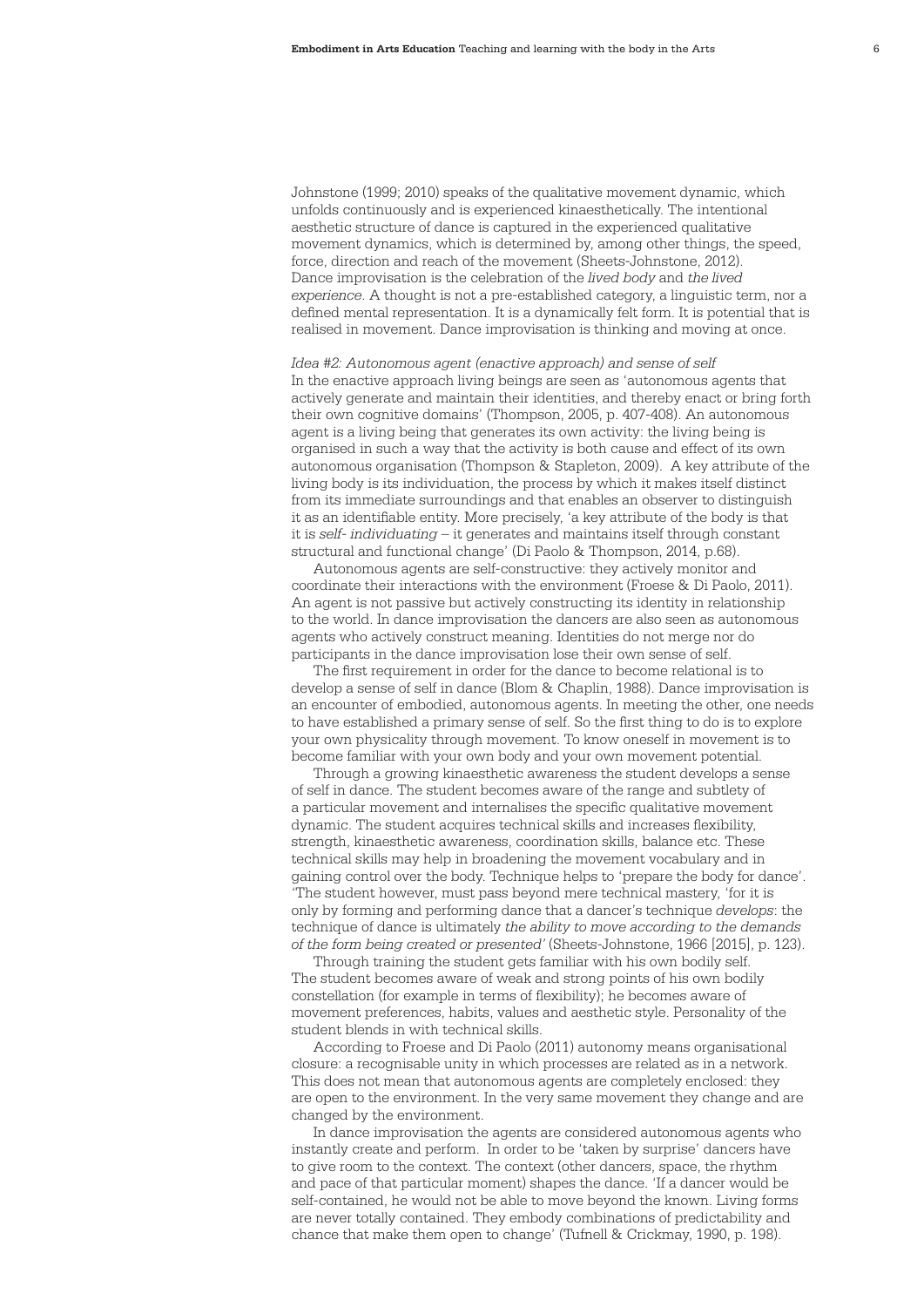Johnstone (1999; 2010) speaks of the qualitative movement dynamic, which unfolds continuously and is experienced kinaesthetically. The intentional aesthetic structure of dance is captured in the experienced qualitative movement dynamics, which is determined by, among other things, the speed, force, direction and reach of the movement (Sheets-Johnstone, 2012). Dance improvisation is the celebration of the *lived body* and *the lived experience*. A thought is not a pre-established category, a linguistic term, nor a defined mental representation. It is a dynamically felt form. It is potential that is realised in movement. Dance improvisation is thinking and moving at once.

*Idea #2: Autonomous agent (enactive approach) and sense of self*

In the enactive approach living beings are seen as 'autonomous agents that actively generate and maintain their identities, and thereby enact or bring forth their own cognitive domains' (Thompson, 2005, p. 407-408). An autonomous agent is a living being that generates its own activity: the living being is organised in such a way that the activity is both cause and effect of its own autonomous organisation (Thompson & Stapleton, 2009). A key attribute of the living body is its individuation, the process by which it makes itself distinct from its immediate surroundings and that enables an observer to distinguish it as an identifiable entity. More precisely, 'a key attribute of the body is that it is *self- individuating* – it generates and maintains itself through constant structural and functional change' (Di Paolo & Thompson, 2014, p.68).

Autonomous agents are self-constructive: they actively monitor and coordinate their interactions with the environment (Froese & Di Paolo, 2011). An agent is not passive but actively constructing its identity in relationship to the world. In dance improvisation the dancers are also seen as autonomous agents who actively construct meaning. Identities do not merge nor do participants in the dance improvisation lose their own sense of self.

The first requirement in order for the dance to become relational is to develop a sense of self in dance (Blom & Chaplin, 1988). Dance improvisation is an encounter of embodied, autonomous agents. In meeting the other, one needs to have established a primary sense of self. So the first thing to do is to explore your own physicality through movement. To know oneself in movement is to become familiar with your own body and your own movement potential.

Through a growing kinaesthetic awareness the student develops a sense of self in dance. The student becomes aware of the range and subtlety of a particular movement and internalises the specific qualitative movement dynamic. The student acquires technical skills and increases flexibility, strength, kinaesthetic awareness, coordination skills, balance etc. These technical skills may help in broadening the movement vocabulary and in gaining control over the body. Technique helps to 'prepare the body for dance'. 'The student however, must pass beyond mere technical mastery, 'for it is only by forming and performing dance that a dancer's technique *develops*: the technique of dance is ultimately *the ability to move according to the demands of the form being created or presented'* (Sheets-Johnstone, 1966 [2015], p. 123).

Through training the student gets familiar with his own bodily self. The student becomes aware of weak and strong points of his own bodily constellation (for example in terms of flexibility); he becomes aware of movement preferences, habits, values and aesthetic style. Personality of the student blends in with technical skills.

According to Froese and Di Paolo (2011) autonomy means organisational closure: a recognisable unity in which processes are related as in a network. This does not mean that autonomous agents are completely enclosed: they are open to the environment. In the very same movement they change and are changed by the environment.

In dance improvisation the agents are considered autonomous agents who instantly create and perform. In order to be 'taken by surprise' dancers have to give room to the context. The context (other dancers, space, the rhythm and pace of that particular moment) shapes the dance. 'If a dancer would be self-contained, he would not be able to move beyond the known. Living forms are never totally contained. They embody combinations of predictability and chance that make them open to change' (Tufnell & Crickmay, 1990, p. 198).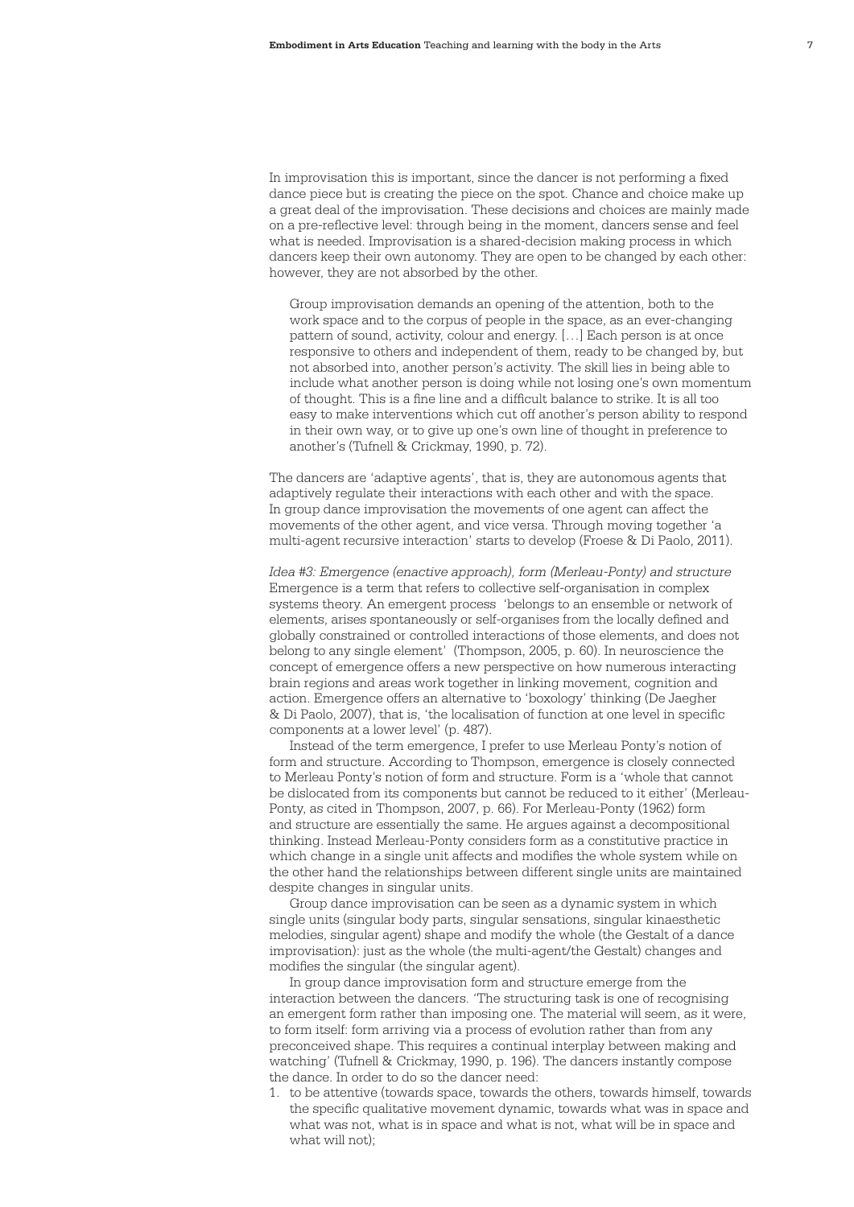In improvisation this is important, since the dancer is not performing a fixed dance piece but is creating the piece on the spot. Chance and choice make up a great deal of the improvisation. These decisions and choices are mainly made on a pre-reflective level: through being in the moment, dancers sense and feel what is needed. Improvisation is a shared-decision making process in which dancers keep their own autonomy. They are open to be changed by each other: however, they are not absorbed by the other.

> Group improvisation demands an opening of the attention, both to the work space and to the corpus of people in the space, as an ever-changing pattern of sound, activity, colour and energy. […] Each person is at once responsive to others and independent of them, ready to be changed by, but not absorbed into, another person's activity. The skill lies in being able to include what another person is doing while not losing one's own momentum of thought. This is a fine line and a difficult balance to strike. It is all too easy to make interventions which cut off another's person ability to respond in their own way, or to give up one's own line of thought in preference to another's (Tufnell & Crickmay, 1990, p. 72).

The dancers are 'adaptive agents', that is, they are autonomous agents that adaptively regulate their interactions with each other and with the space. In group dance improvisation the movements of one agent can affect the movements of the other agent, and vice versa. Through moving together 'a multi-agent recursive interaction' starts to develop (Froese & Di Paolo, 2011).

*Idea #3: Emergence (enactive approach), form (Merleau-Ponty) and structure*

Emergence is a term that refers to collective self-organisation in complex systems theory. An emergent process 'belongs to an ensemble or network of elements, arises spontaneously or self-organises from the locally defined and globally constrained or controlled interactions of those elements, and does not belong to any single element' (Thompson, 2005, p. 60). In neuroscience the concept of emergence offers a new perspective on how numerous interacting brain regions and areas work together in linking movement, cognition and action. Emergence offers an alternative to 'boxology' thinking (De Jaegher & Di Paolo, 2007), that is, 'the localisation of function at one level in specific components at a lower level' (p. 487).

Instead of the term emergence, I prefer to use Merleau Ponty's notion of form and structure. According to Thompson, emergence is closely connected to Merleau Ponty's notion of form and structure. Form is a 'whole that cannot be dislocated from its components but cannot be reduced to it either' (Merleau-Ponty, as cited in Thompson, 2007, p. 66). For Merleau-Ponty (1962) form and structure are essentially the same. He argues against a decompositional thinking. Instead Merleau-Ponty considers form as a constitutive practice in which change in a single unit affects and modifies the whole system while on the other hand the relationships between different single units are maintained despite changes in singular units.

Group dance improvisation can be seen as a dynamic system in which single units (singular body parts, singular sensations, singular kinaesthetic melodies, singular agent) shape and modify the whole (the Gestalt of a dance improvisation): just as the whole (the multi-agent/the Gestalt) changes and modifies the singular (the singular agent).

In group dance improvisation form and structure emerge from the interaction between the dancers. 'The structuring task is one of recognising an emergent form rather than imposing one. The material will seem, as it were, to form itself: form arriving via a process of evolution rather than from any preconceived shape. This requires a continual interplay between making and watching' (Tufnell & Crickmay, 1990, p. 196). The dancers instantly compose the dance. In order to do so the dancer need:

1. to be attentive (towards space, towards the others, towards himself, towards the specific qualitative movement dynamic, towards what was in space and what was not, what is in space and what is not, what will be in space and what will not);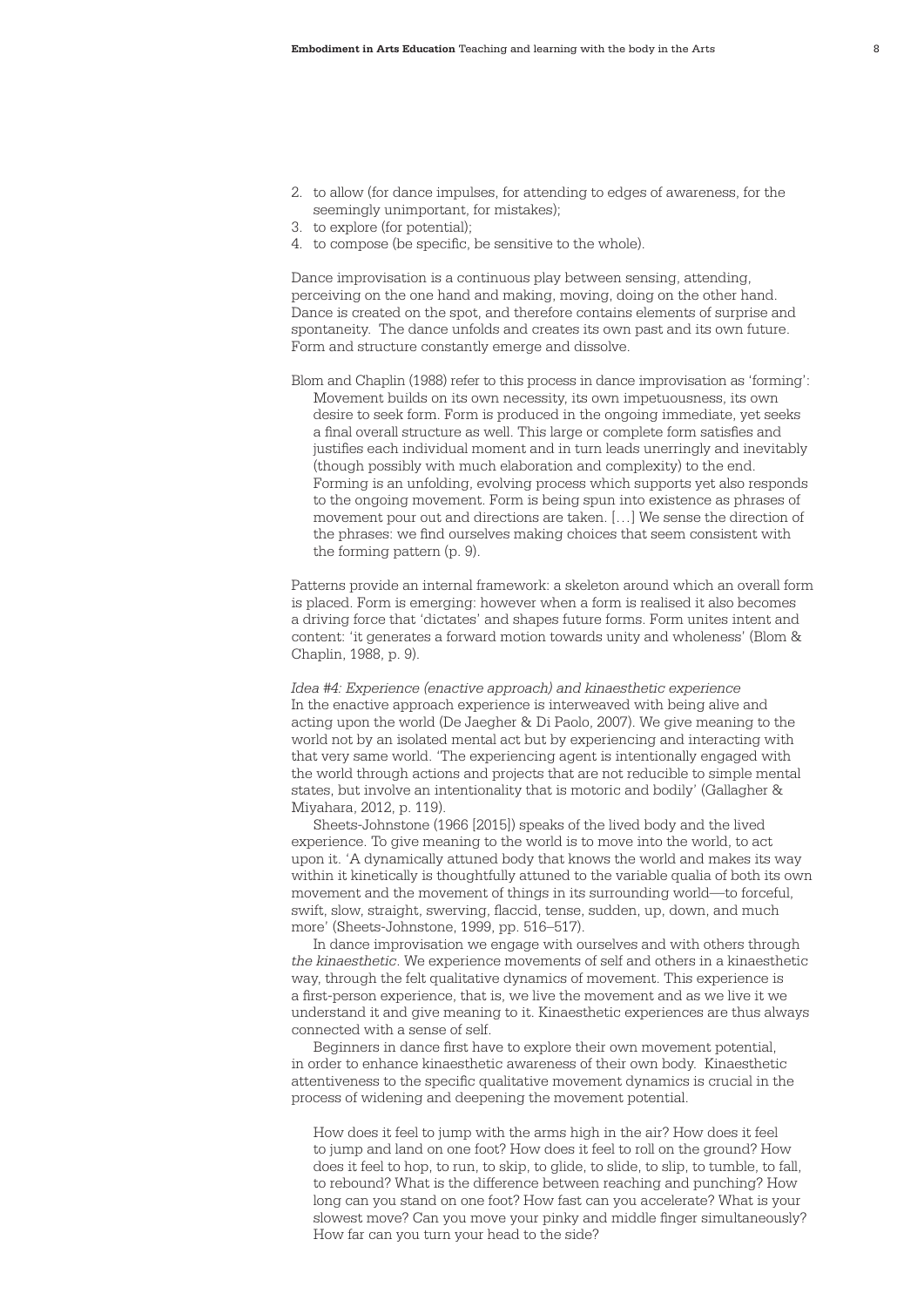2. to allow (for dance impulses, for attending to edges of awareness, for the seemingly unimportant, for mistakes);
3. to explore (for potential);
4. to compose (be specific, be sensitive to the whole).

Dance improvisation is a continuous play between sensing, attending, perceiving on the one hand and making, moving, doing on the other hand. Dance is created on the spot, and therefore contains elements of surprise and spontaneity. The dance unfolds and creates its own past and its own future. Form and structure constantly emerge and dissolve.

Blom and Chaplin (1988) refer to this process in dance improvisation as 'forming':

> Movement builds on its own necessity, its own impetuousness, its own desire to seek form. Form is produced in the ongoing immediate, yet seeks a final overall structure as well. This large or complete form satisfies and justifies each individual moment and in turn leads unerringly and inevitably (though possibly with much elaboration and complexity) to the end. Forming is an unfolding, evolving process which supports yet also responds to the ongoing movement. Form is being spun into existence as phrases of movement pour out and directions are taken. […] We sense the direction of the phrases: we find ourselves making choices that seem consistent with the forming pattern (p. 9).

Patterns provide an internal framework: a skeleton around which an overall form is placed. Form is emerging: however when a form is realised it also becomes a driving force that 'dictates' and shapes future forms. Form unites intent and content: 'it generates a forward motion towards unity and wholeness' (Blom & Chaplin, 1988, p. 9).

*Idea #4: Experience (enactive approach) and kinaesthetic experience*

In the enactive approach experience is interweaved with being alive and acting upon the world (De Jaegher & Di Paolo, 2007). We give meaning to the world not by an isolated mental act but by experiencing and interacting with that very same world. 'The experiencing agent is intentionally engaged with the world through actions and projects that are not reducible to simple mental states, but involve an intentionality that is motoric and bodily' (Gallagher & Miyahara, 2012, p. 119).

Sheets-Johnstone (1966 [2015]) speaks of the lived body and the lived experience. To give meaning to the world is to move into the world, to act upon it. 'A dynamically attuned body that knows the world and makes its way within it kinetically is thoughtfully attuned to the variable qualia of both its own movement and the movement of things in its surrounding world—to forceful, swift, slow, straight, swerving, flaccid, tense, sudden, up, down, and much more' (Sheets-Johnstone, 1999, pp. 516–517).

In dance improvisation we engage with ourselves and with others through *the kinaesthetic*. We experience movements of self and others in a kinaesthetic way, through the felt qualitative dynamics of movement. This experience is a first-person experience, that is, we live the movement and as we live it we understand it and give meaning to it. Kinaesthetic experiences are thus always connected with a sense of self.

Beginners in dance first have to explore their own movement potential, in order to enhance kinaesthetic awareness of their own body. Kinaesthetic attentiveness to the specific qualitative movement dynamics is crucial in the process of widening and deepening the movement potential.

> How does it feel to jump with the arms high in the air? How does it feel to jump and land on one foot? How does it feel to roll on the ground? How does it feel to hop, to run, to skip, to glide, to slide, to slip, to tumble, to fall, to rebound? What is the difference between reaching and punching? How long can you stand on one foot? How fast can you accelerate? What is your slowest move? Can you move your pinky and middle finger simultaneously? How far can you turn your head to the side?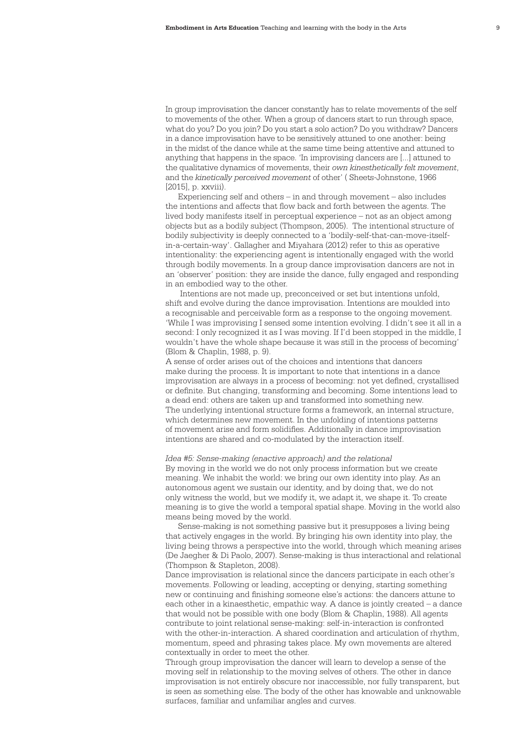In group improvisation the dancer constantly has to relate movements of the self to movements of the other. When a group of dancers start to run through space, what do you? Do you join? Do you start a solo action? Do you withdraw? Dancers in a dance improvisation have to be sensitively attuned to one another: being in the midst of the dance while at the same time being attentive and attuned to anything that happens in the space. 'In improvising dancers are [...] attuned to the qualitative dynamics of movements, their *own kinesthetically felt movement*, and the *kinetically perceived movement* of other' ( Sheets-Johnstone, 1966 [2015], p. xxviii).

Experiencing self and others – in and through movement – also includes the intentions and affects that flow back and forth between the agents. The lived body manifests itself in perceptual experience – not as an object among objects but as a bodily subject (Thompson, 2005). The intentional structure of bodily subjectivity is deeply connected to a 'bodily-self-that-can-move-itself-in-a-certain-way'. Gallagher and Miyahara (2012) refer to this as operative intentionality: the experiencing agent is intentionally engaged with the world through bodily movements. In a group dance improvisation dancers are not in an 'observer' position: they are inside the dance, fully engaged and responding in an embodied way to the other.

Intentions are not made up, preconceived or set but intentions unfold, shift and evolve during the dance improvisation. Intentions are moulded into a recognisable and perceivable form as a response to the ongoing movement. 'While I was improvising I sensed some intention evolving. I didn't see it all in a second: I only recognized it as I was moving. If I'd been stopped in the middle, I wouldn't have the whole shape because it was still in the process of becoming' (Blom & Chaplin, 1988, p. 9).

A sense of order arises out of the choices and intentions that dancers make during the process. It is important to note that intentions in a dance improvisation are always in a process of becoming: not yet defined, crystallised or definite. But changing, transforming and becoming. Some intentions lead to a dead end: others are taken up and transformed into something new. The underlying intentional structure forms a framework, an internal structure, which determines new movement. In the unfolding of intentions patterns of movement arise and form solidifies. Additionally in dance improvisation intentions are shared and co-modulated by the interaction itself.

*Idea #5: Sense-making (enactive approach) and the relational*

By moving in the world we do not only process information but we create meaning. We inhabit the world: we bring our own identity into play. As an autonomous agent we sustain our identity, and by doing that, we do not only witness the world, but we modify it, we adapt it, we shape it. To create meaning is to give the world a temporal spatial shape. Moving in the world also means being moved by the world.

Sense-making is not something passive but it presupposes a living being that actively engages in the world. By bringing his own identity into play, the living being throws a perspective into the world, through which meaning arises (De Jaegher & Di Paolo, 2007). Sense-making is thus interactional and relational (Thompson & Stapleton, 2008).

Dance improvisation is relational since the dancers participate in each other's movements. Following or leading, accepting or denying, starting something new or continuing and finishing someone else's actions: the dancers attune to each other in a kinaesthetic, empathic way. A dance is jointly created – a dance that would not be possible with one body (Blom & Chaplin, 1988). All agents contribute to joint relational sense-making: self-in-interaction is confronted with the other-in-interaction. A shared coordination and articulation of rhythm, momentum, speed and phrasing takes place. My own movements are altered contextually in order to meet the other.

Through group improvisation the dancer will learn to develop a sense of the moving self in relationship to the moving selves of others. The other in dance improvisation is not entirely obscure nor inaccessible, nor fully transparent, but is seen as something else. The body of the other has knowable and unknowable surfaces, familiar and unfamiliar angles and curves.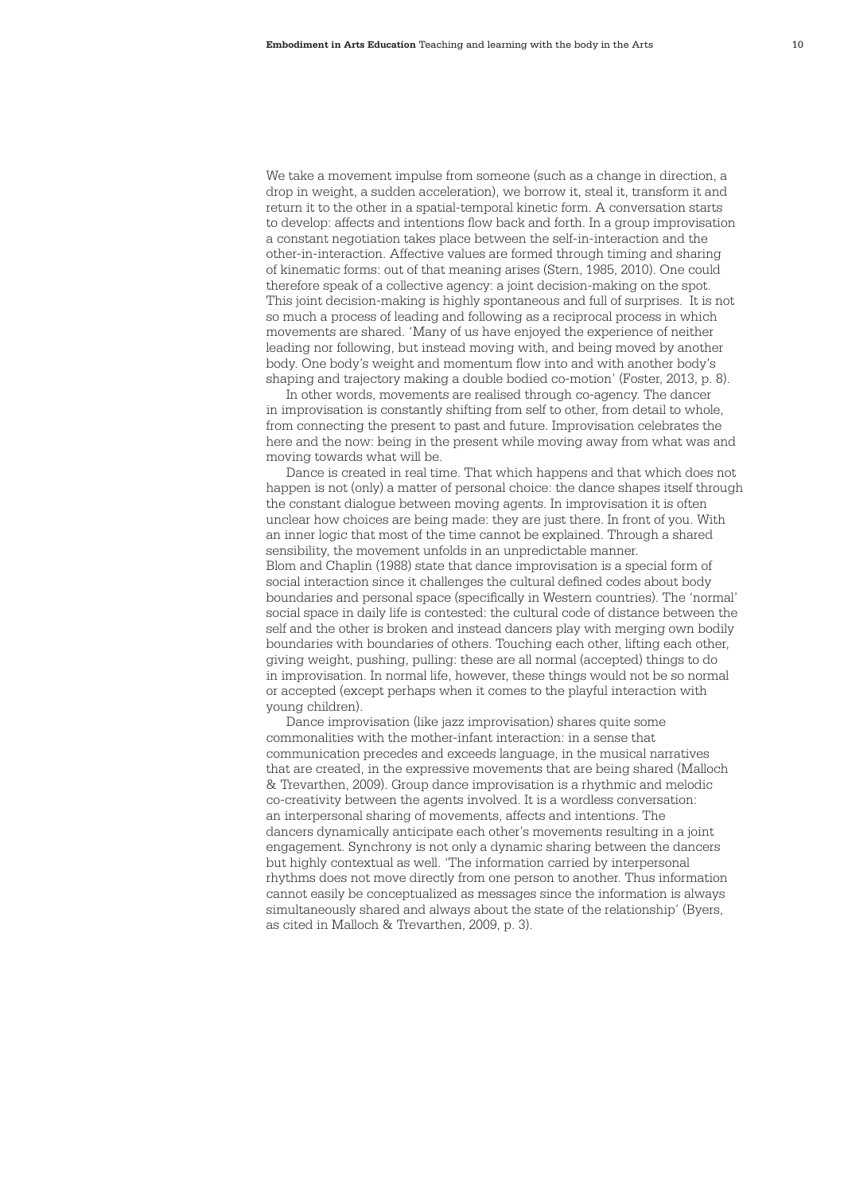We take a movement impulse from someone (such as a change in direction, a drop in weight, a sudden acceleration), we borrow it, steal it, transform it and return it to the other in a spatial-temporal kinetic form. A conversation starts to develop: affects and intentions flow back and forth. In a group improvisation a constant negotiation takes place between the self-in-interaction and the other-in-interaction. Affective values are formed through timing and sharing of kinematic forms: out of that meaning arises (Stern, 1985, 2010). One could therefore speak of a collective agency: a joint decision-making on the spot. This joint decision-making is highly spontaneous and full of surprises. It is not so much a process of leading and following as a reciprocal process in which movements are shared. 'Many of us have enjoyed the experience of neither leading nor following, but instead moving with, and being moved by another body. One body's weight and momentum flow into and with another body's shaping and trajectory making a double bodied co-motion' (Foster, 2013, p. 8).

In other words, movements are realised through co-agency. The dancer in improvisation is constantly shifting from self to other, from detail to whole, from connecting the present to past and future. Improvisation celebrates the here and the now: being in the present while moving away from what was and moving towards what will be.

Dance is created in real time. That which happens and that which does not happen is not (only) a matter of personal choice: the dance shapes itself through the constant dialogue between moving agents. In improvisation it is often unclear how choices are being made: they are just there. In front of you. With an inner logic that most of the time cannot be explained. Through a shared sensibility, the movement unfolds in an unpredictable manner.

Blom and Chaplin (1988) state that dance improvisation is a special form of social interaction since it challenges the cultural defined codes about body boundaries and personal space (specifically in Western countries). The 'normal' social space in daily life is contested: the cultural code of distance between the self and the other is broken and instead dancers play with merging own bodily boundaries with boundaries of others. Touching each other, lifting each other, giving weight, pushing, pulling: these are all normal (accepted) things to do in improvisation. In normal life, however, these things would not be so normal or accepted (except perhaps when it comes to the playful interaction with young children).

Dance improvisation (like jazz improvisation) shares quite some commonalities with the mother-infant interaction: in a sense that communication precedes and exceeds language, in the musical narratives that are created, in the expressive movements that are being shared (Malloch & Trevarthen, 2009). Group dance improvisation is a rhythmic and melodic co-creativity between the agents involved. It is a wordless conversation: an interpersonal sharing of movements, affects and intentions. The dancers dynamically anticipate each other's movements resulting in a joint engagement. Synchrony is not only a dynamic sharing between the dancers but highly contextual as well. 'The information carried by interpersonal rhythms does not move directly from one person to another. Thus information cannot easily be conceptualized as messages since the information is always simultaneously shared and always about the state of the relationship' (Byers, as cited in Malloch & Trevarthen, 2009, p. 3).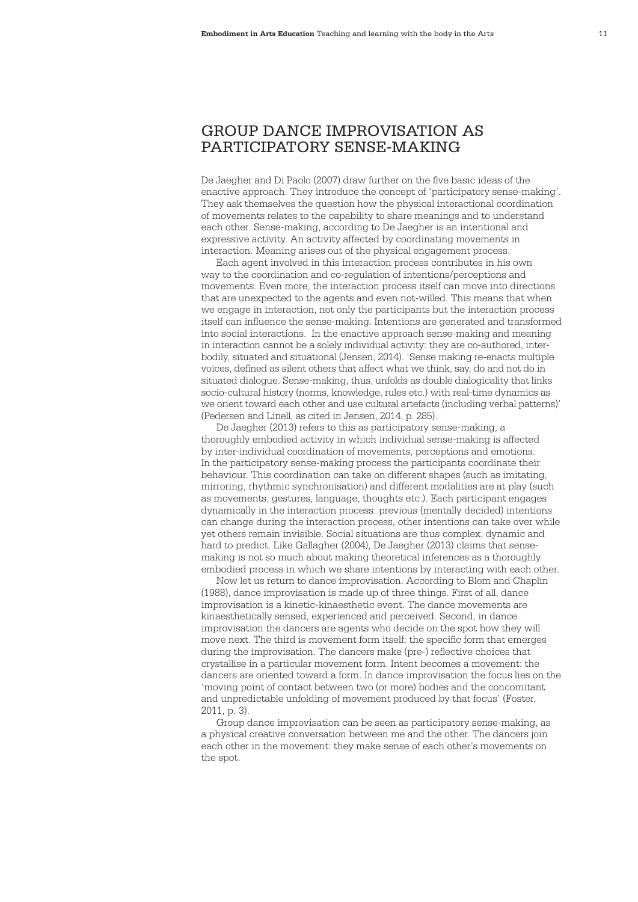## GROUP DANCE IMPROVISATION AS PARTICIPATORY SENSE-MAKING

De Jaegher and Di Paolo (2007) draw further on the five basic ideas of the enactive approach. They introduce the concept of 'participatory sense-making'. They ask themselves the question how the physical interactional coordination of movements relates to the capability to share meanings and to understand each other. Sense-making, according to De Jaegher is an intentional and expressive activity. An activity affected by coordinating movements in interaction. Meaning arises out of the physical engagement process.

Each agent involved in this interaction process contributes in his own way to the coordination and co-regulation of intentions/perceptions and movements. Even more, the interaction process itself can move into directions that are unexpected to the agents and even not-willed. This means that when we engage in interaction, not only the participants but the interaction process itself can influence the sense-making. Intentions are generated and transformed into social interactions. In the enactive approach sense-making and meaning in interaction cannot be a solely individual activity: they are co-authored, inter-bodily, situated and situational (Jensen, 2014). 'Sense making re-enacts multiple voices, defined as silent others that affect what we think, say, do and not do in situated dialogue. Sense-making, thus, unfolds as double dialogicality that links socio-cultural history (norms, knowledge, rules etc.) with real-time dynamics as we orient toward each other and use cultural artefacts (including verbal patterns)' (Pedersen and Linell, as cited in Jensen, 2014, p. 285).

De Jaegher (2013) refers to this as participatory sense-making, a thoroughly embodied activity in which individual sense-making is affected by inter-individual coordination of movements, perceptions and emotions. In the participatory sense-making process the participants coordinate their behaviour. This coordination can take on different shapes (such as imitating, mirroring, rhythmic synchronisation) and different modalities are at play (such as movements, gestures, language, thoughts etc.). Each participant engages dynamically in the interaction process: previous (mentally decided) intentions can change during the interaction process, other intentions can take over while yet others remain invisible. Social situations are thus complex, dynamic and hard to predict. Like Gallagher (2004), De Jaegher (2013) claims that sense-making is not so much about making theoretical inferences as a thoroughly embodied process in which we share intentions by interacting with each other.

Now let us return to dance improvisation. According to Blom and Chaplin (1988), dance improvisation is made up of three things. First of all, dance improvisation is a kinetic-kinaesthetic event. The dance movements are kinaesthetically sensed, experienced and perceived. Second, in dance improvisation the dancers are agents who decide on the spot how they will move next. The third is movement form itself: the specific form that emerges during the improvisation. The dancers make (pre-) reflective choices that crystallise in a particular movement form. Intent becomes a movement: the dancers are oriented toward a form. In dance improvisation the focus lies on the 'moving point of contact between two (or more) bodies and the concomitant and unpredictable unfolding of movement produced by that focus' (Foster, 2011, p. 3).

Group dance improvisation can be seen as participatory sense-making, as a physical creative conversation between me and the other. The dancers join each other in the movement: they make sense of each other's movements on the spot.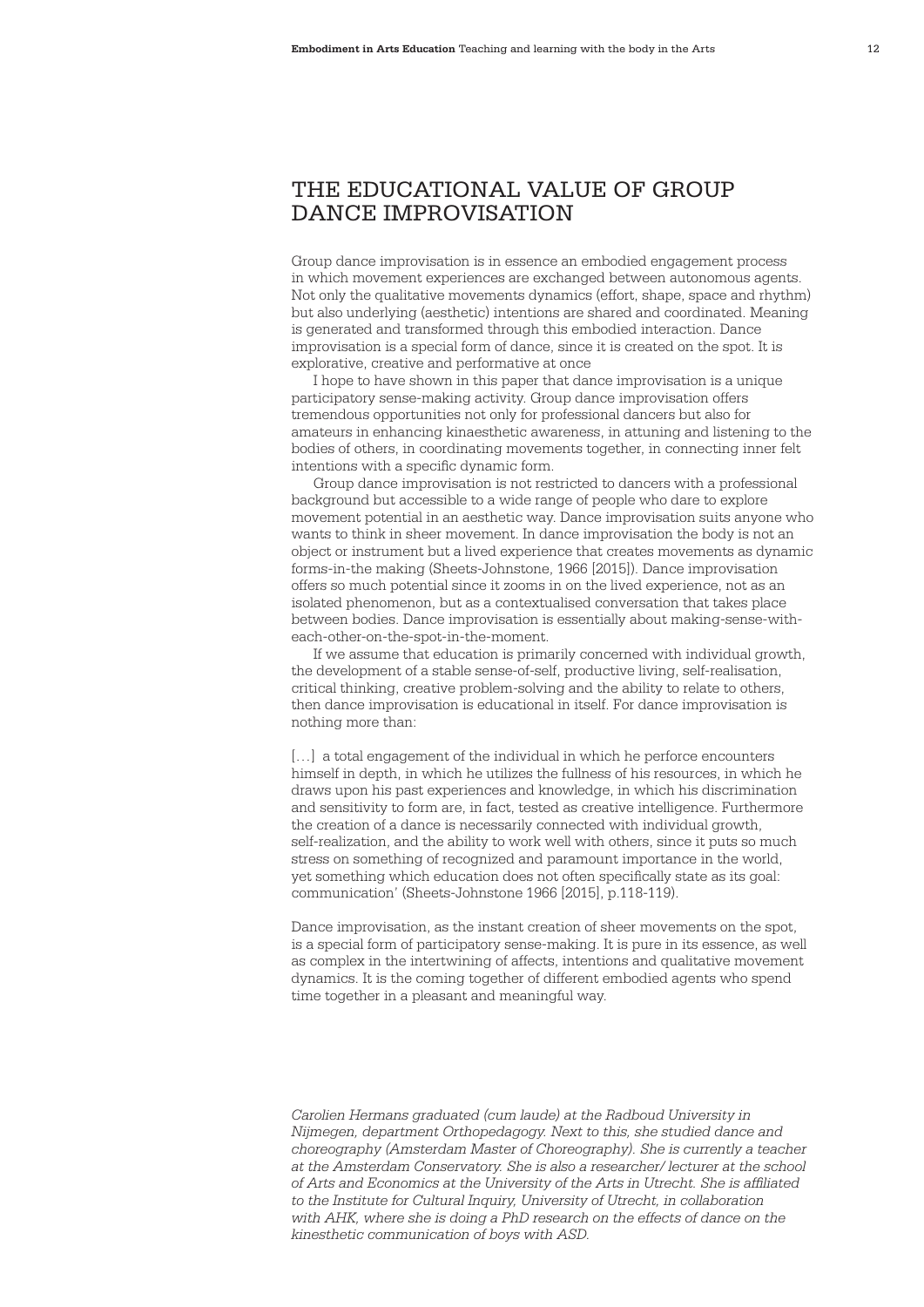## THE EDUCATIONAL VALUE OF GROUP DANCE IMPROVISATION

Group dance improvisation is in essence an embodied engagement process in which movement experiences are exchanged between autonomous agents. Not only the qualitative movements dynamics (effort, shape, space and rhythm) but also underlying (aesthetic) intentions are shared and coordinated. Meaning is generated and transformed through this embodied interaction. Dance improvisation is a special form of dance, since it is created on the spot. It is explorative, creative and performative at once

I hope to have shown in this paper that dance improvisation is a unique participatory sense-making activity. Group dance improvisation offers tremendous opportunities not only for professional dancers but also for amateurs in enhancing kinaesthetic awareness, in attuning and listening to the bodies of others, in coordinating movements together, in connecting inner felt intentions with a specific dynamic form.

Group dance improvisation is not restricted to dancers with a professional background but accessible to a wide range of people who dare to explore movement potential in an aesthetic way. Dance improvisation suits anyone who wants to think in sheer movement. In dance improvisation the body is not an object or instrument but a lived experience that creates movements as dynamic forms-in-the making (Sheets-Johnstone, 1966 [2015]). Dance improvisation offers so much potential since it zooms in on the lived experience, not as an isolated phenomenon, but as a contextualised conversation that takes place between bodies. Dance improvisation is essentially about making-sense-with-each-other-on-the-spot-in-the-moment.

If we assume that education is primarily concerned with individual growth, the development of a stable sense-of-self, productive living, self-realisation, critical thinking, creative problem-solving and the ability to relate to others, then dance improvisation is educational in itself. For dance improvisation is nothing more than:

[…] a total engagement of the individual in which he perforce encounters himself in depth, in which he utilizes the fullness of his resources, in which he draws upon his past experiences and knowledge, in which his discrimination and sensitivity to form are, in fact, tested as creative intelligence. Furthermore the creation of a dance is necessarily connected with individual growth, self-realization, and the ability to work well with others, since it puts so much stress on something of recognized and paramount importance in the world, yet something which education does not often specifically state as its goal: communication' (Sheets-Johnstone 1966 [2015], p.118-119).

Dance improvisation, as the instant creation of sheer movements on the spot, is a special form of participatory sense-making. It is pure in its essence, as well as complex in the intertwining of affects, intentions and qualitative movement dynamics. It is the coming together of different embodied agents who spend time together in a pleasant and meaningful way.

*Carolien Hermans graduated (cum laude) at the Radboud University in Nijmegen, department Orthopedagogy. Next to this, she studied dance and choreography (Amsterdam Master of Choreography). She is currently a teacher at the Amsterdam Conservatory. She is also a researcher/ lecturer at the school of Arts and Economics at the University of the Arts in Utrecht. She is affiliated to the Institute for Cultural Inquiry, University of Utrecht, in collaboration with AHK, where she is doing a PhD research on the effects of dance on the kinesthetic communication of boys with ASD.*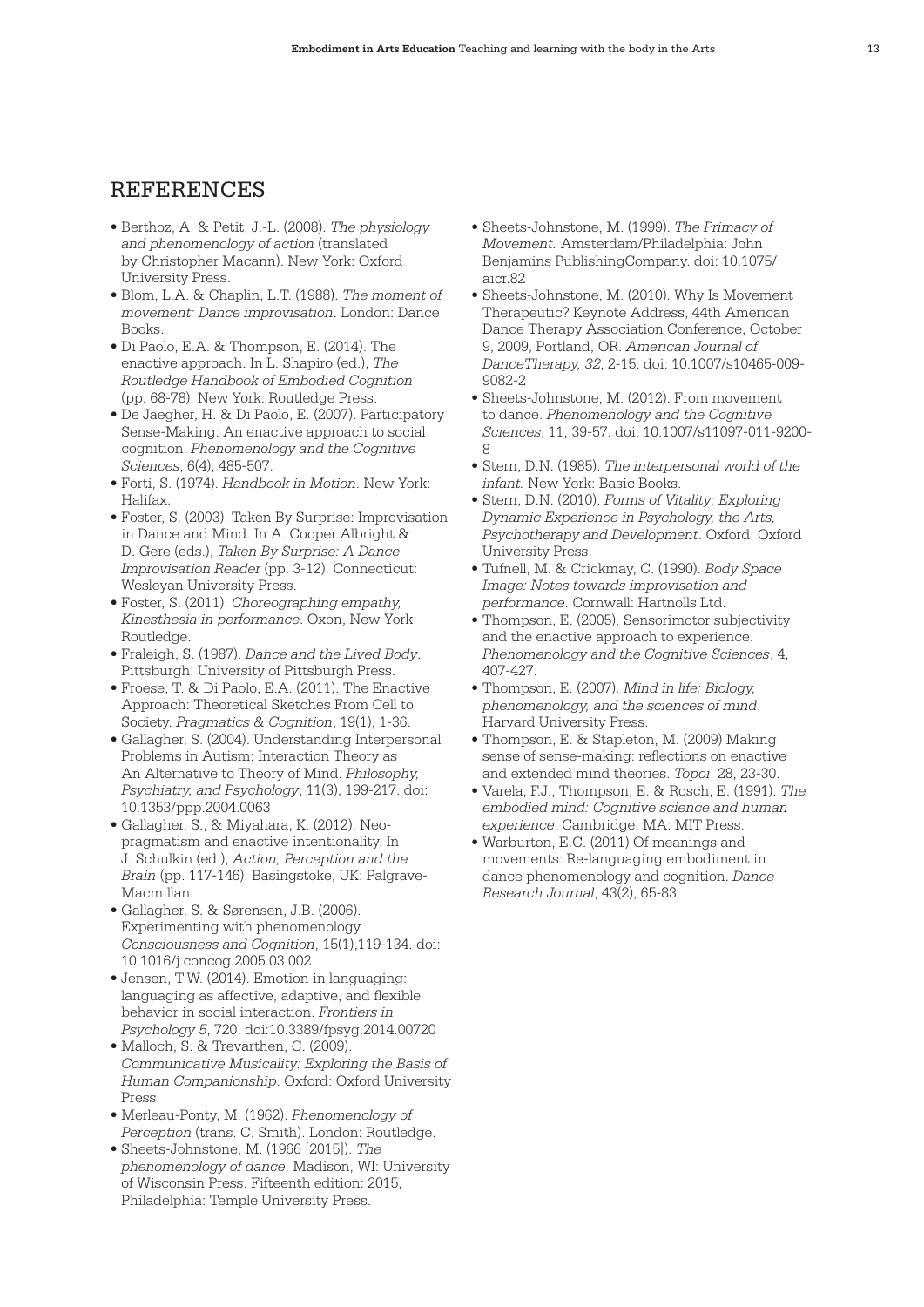## REFERENCES

- Berthoz, A. & Petit, J.-L. (2008). *The physiology and phenomenology of action* (translated by Christopher Macann). New York: Oxford University Press.
- Blom, L.A. & Chaplin, L.T. (1988). *The moment of movement: Dance improvisation*. London: Dance Books.
- Di Paolo, E.A. & Thompson, E. (2014). The enactive approach. In L. Shapiro (ed.), *The Routledge Handbook of Embodied Cognition* (pp. 68-78). New York: Routledge Press.
- De Jaegher, H. & Di Paolo, E. (2007). Participatory Sense-Making: An enactive approach to social cognition. *Phenomenology and the Cognitive Sciences*, 6(4), 485-507.
- Forti, S. (1974). *Handbook in Motion*. New York: Halifax.
- Foster, S. (2003). Taken By Surprise: Improvisation in Dance and Mind. In A. Cooper Albright & D. Gere (eds.), *Taken By Surprise: A Dance Improvisation Reader* (pp. 3-12). Connecticut: Wesleyan University Press.
- Foster, S. (2011). *Choreographing empathy, Kinesthesia in performance*. Oxon, New York: Routledge.
- Fraleigh, S. (1987). *Dance and the Lived Body*. Pittsburgh: University of Pittsburgh Press.
- Froese, T. & Di Paolo, E.A. (2011). The Enactive Approach: Theoretical Sketches From Cell to Society. *Pragmatics & Cognition*, 19(1), 1-36.
- Gallagher, S. (2004). Understanding Interpersonal Problems in Autism: Interaction Theory as An Alternative to Theory of Mind. *Philosophy, Psychiatry, and Psychology*, 11(3), 199-217. doi: 10.1353/ppp.2004.0063
- Gallagher, S., & Miyahara, K. (2012). Neo-pragmatism and enactive intentionality. In J. Schulkin (ed.), *Action, Perception and the Brain* (pp. 117-146). Basingstoke, UK: Palgrave-Macmillan.
- Gallagher, S. & Sørensen, J.B. (2006). Experimenting with phenomenology. *Consciousness and Cognition*, 15(1),119-134. doi: 10.1016/j.concog.2005.03.002
- Jensen, T.W. (2014). Emotion in languaging: languaging as affective, adaptive, and flexible behavior in social interaction. *Frontiers in Psychology 5*, 720. doi:10.3389/fpsyg.2014.00720
- Malloch, S. & Trevarthen, C. (2009). *Communicative Musicality: Exploring the Basis of Human Companionship*. Oxford: Oxford University Press.
- Merleau-Ponty, M. (1962). *Phenomenology of Perception* (trans. C. Smith). London: Routledge.
- Sheets-Johnstone, M. (1966 [2015]). *The phenomenology of dance*. Madison, WI: University of Wisconsin Press. Fifteenth edition: 2015, Philadelphia: Temple University Press.
- Sheets-Johnstone, M. (1999). *The Primacy of Movement*. Amsterdam/Philadelphia: John Benjamins PublishingCompany. doi: 10.1075/aicr.82
- Sheets-Johnstone, M. (2010). Why Is Movement Therapeutic? Keynote Address, 44th American Dance Therapy Association Conference, October 9, 2009, Portland, OR. *American Journal of DanceTherapy, 32*, 2-15. doi: 10.1007/s10465-009-9082-2
- Sheets-Johnstone, M. (2012). From movement to dance. *Phenomenology and the Cognitive Sciences*, 11, 39-57. doi: 10.1007/s11097-011-9200-8
- Stern, D.N. (1985). *The interpersonal world of the infant*. New York: Basic Books.
- Stern, D.N. (2010). *Forms of Vitality: Exploring Dynamic Experience in Psychology, the Arts, Psychotherapy and Development*. Oxford: Oxford University Press.
- Tufnell, M. & Crickmay, C. (1990). *Body Space Image: Notes towards improvisation and performance*. Cornwall: Hartnolls Ltd.
- Thompson, E. (2005). Sensorimotor subjectivity and the enactive approach to experience. *Phenomenology and the Cognitive Sciences*, 4, 407-427.
- Thompson, E. (2007). *Mind in life: Biology, phenomenology, and the sciences of mind*. Harvard University Press.
- Thompson, E. & Stapleton, M. (2009) Making sense of sense-making: reflections on enactive and extended mind theories. *Topoi*, 28, 23-30.
- Varela, F.J., Thompson, E. & Rosch, E. (1991). *The embodied mind: Cognitive science and human experience*. Cambridge, MA: MIT Press.
- Warburton, E.C. (2011) Of meanings and movements: Re-languaging embodiment in dance phenomenology and cognition. *Dance Research Journal*, 43(2), 65-83.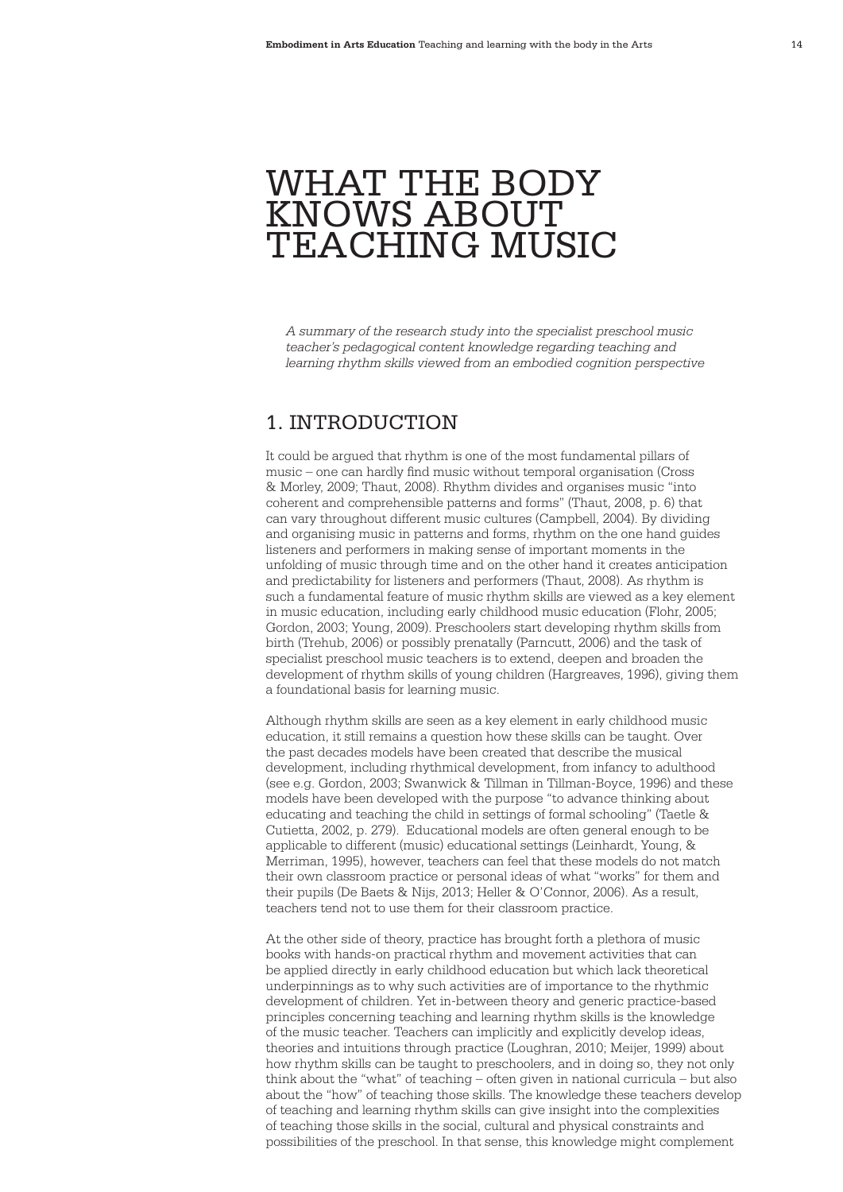# WHAT THE BODY KNOWS ABOUT TEACHING MUSIC

*A summary of the research study into the specialist preschool music teacher's pedagogical content knowledge regarding teaching and learning rhythm skills viewed from an embodied cognition perspective*

## 1. INTRODUCTION

It could be argued that rhythm is one of the most fundamental pillars of music – one can hardly find music without temporal organisation (Cross & Morley, 2009; Thaut, 2008). Rhythm divides and organises music "into coherent and comprehensible patterns and forms" (Thaut, 2008, p. 6) that can vary throughout different music cultures (Campbell, 2004). By dividing and organising music in patterns and forms, rhythm on the one hand guides listeners and performers in making sense of important moments in the unfolding of music through time and on the other hand it creates anticipation and predictability for listeners and performers (Thaut, 2008). As rhythm is such a fundamental feature of music rhythm skills are viewed as a key element in music education, including early childhood music education (Flohr, 2005; Gordon, 2003; Young, 2009). Preschoolers start developing rhythm skills from birth (Trehub, 2006) or possibly prenatally (Parncutt, 2006) and the task of specialist preschool music teachers is to extend, deepen and broaden the development of rhythm skills of young children (Hargreaves, 1996), giving them a foundational basis for learning music.

Although rhythm skills are seen as a key element in early childhood music education, it still remains a question how these skills can be taught. Over the past decades models have been created that describe the musical development, including rhythmical development, from infancy to adulthood (see e.g. Gordon, 2003; Swanwick & Tillman in Tillman-Boyce, 1996) and these models have been developed with the purpose "to advance thinking about educating and teaching the child in settings of formal schooling" (Taetle & Cutietta, 2002, p. 279). Educational models are often general enough to be applicable to different (music) educational settings (Leinhardt, Young, & Merriman, 1995), however, teachers can feel that these models do not match their own classroom practice or personal ideas of what "works" for them and their pupils (De Baets & Nijs, 2013; Heller & O'Connor, 2006). As a result, teachers tend not to use them for their classroom practice.

At the other side of theory, practice has brought forth a plethora of music books with hands-on practical rhythm and movement activities that can be applied directly in early childhood education but which lack theoretical underpinnings as to why such activities are of importance to the rhythmic development of children. Yet in-between theory and generic practice-based principles concerning teaching and learning rhythm skills is the knowledge of the music teacher. Teachers can implicitly and explicitly develop ideas, theories and intuitions through practice (Loughran, 2010; Meijer, 1999) about how rhythm skills can be taught to preschoolers, and in doing so, they not only think about the "what" of teaching – often given in national curricula – but also about the "how" of teaching those skills. The knowledge these teachers develop of teaching and learning rhythm skills can give insight into the complexities of teaching those skills in the social, cultural and physical constraints and possibilities of the preschool. In that sense, this knowledge might complement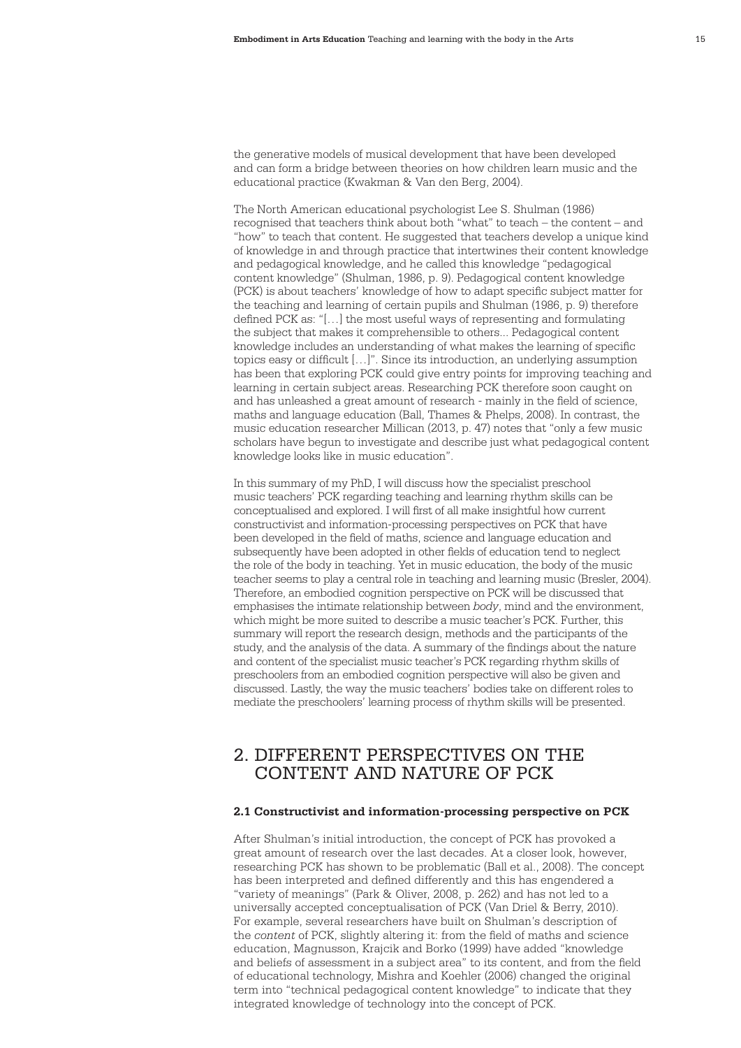the generative models of musical development that have been developed and can form a bridge between theories on how children learn music and the educational practice (Kwakman & Van den Berg, 2004).

The North American educational psychologist Lee S. Shulman (1986) recognised that teachers think about both "what" to teach – the content – and "how" to teach that content. He suggested that teachers develop a unique kind of knowledge in and through practice that intertwines their content knowledge and pedagogical knowledge, and he called this knowledge "pedagogical content knowledge" (Shulman, 1986, p. 9). Pedagogical content knowledge (PCK) is about teachers' knowledge of how to adapt specific subject matter for the teaching and learning of certain pupils and Shulman (1986, p. 9) therefore defined PCK as: "[…] the most useful ways of representing and formulating the subject that makes it comprehensible to others... Pedagogical content knowledge includes an understanding of what makes the learning of specific topics easy or difficult […]". Since its introduction, an underlying assumption has been that exploring PCK could give entry points for improving teaching and learning in certain subject areas. Researching PCK therefore soon caught on and has unleashed a great amount of research - mainly in the field of science, maths and language education (Ball, Thames & Phelps, 2008). In contrast, the music education researcher Millican (2013, p. 47) notes that "only a few music scholars have begun to investigate and describe just what pedagogical content knowledge looks like in music education".

In this summary of my PhD, I will discuss how the specialist preschool music teachers' PCK regarding teaching and learning rhythm skills can be conceptualised and explored. I will first of all make insightful how current constructivist and information-processing perspectives on PCK that have been developed in the field of maths, science and language education and subsequently have been adopted in other fields of education tend to neglect the role of the body in teaching. Yet in music education, the body of the music teacher seems to play a central role in teaching and learning music (Bresler, 2004). Therefore, an embodied cognition perspective on PCK will be discussed that emphasises the intimate relationship between *body*, mind and the environment, which might be more suited to describe a music teacher's PCK. Further, this summary will report the research design, methods and the participants of the study, and the analysis of the data. A summary of the findings about the nature and content of the specialist music teacher's PCK regarding rhythm skills of preschoolers from an embodied cognition perspective will also be given and discussed. Lastly, the way the music teachers' bodies take on different roles to mediate the preschoolers' learning process of rhythm skills will be presented.

## 2. DIFFERENT PERSPECTIVES ON THE CONTENT AND NATURE OF PCK

### 2.1 Constructivist and information-processing perspective on PCK

After Shulman's initial introduction, the concept of PCK has provoked a great amount of research over the last decades. At a closer look, however, researching PCK has shown to be problematic (Ball et al., 2008). The concept has been interpreted and defined differently and this has engendered a "variety of meanings" (Park & Oliver, 2008, p. 262) and has not led to a universally accepted conceptualisation of PCK (Van Driel & Berry, 2010). For example, several researchers have built on Shulman's description of the *content* of PCK, slightly altering it: from the field of maths and science education, Magnusson, Krajcik and Borko (1999) have added "knowledge and beliefs of assessment in a subject area" to its content, and from the field of educational technology, Mishra and Koehler (2006) changed the original term into "technical pedagogical content knowledge" to indicate that they integrated knowledge of technology into the concept of PCK.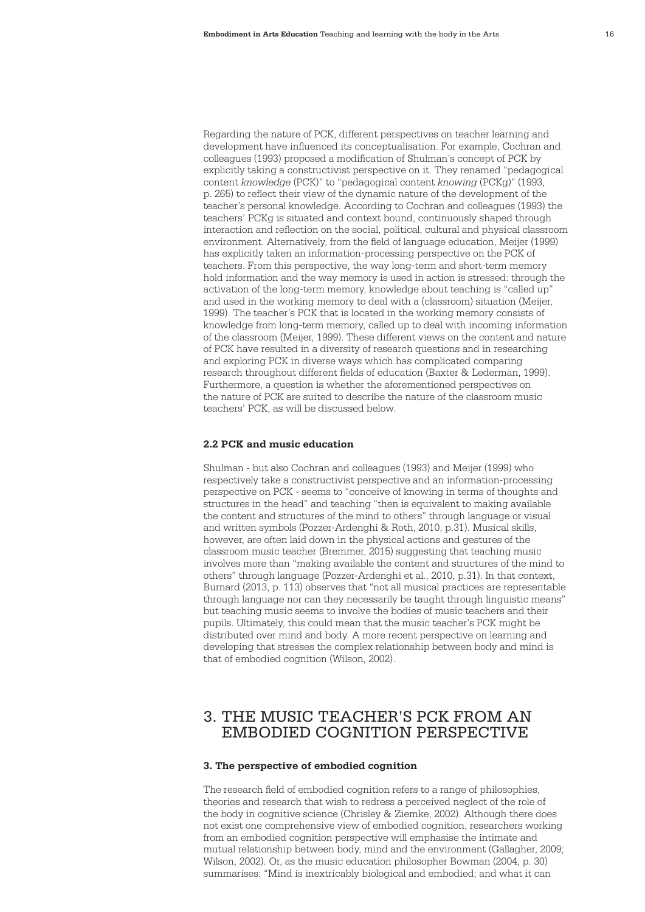Regarding the nature of PCK, different perspectives on teacher learning and development have influenced its conceptualisation. For example, Cochran and colleagues (1993) proposed a modification of Shulman's concept of PCK by explicitly taking a constructivist perspective on it. They renamed "pedagogical content *knowledge* (PCK)" to "pedagogical content *knowing* (PCKg)" (1993, p. 265) to reflect their view of the dynamic nature of the development of the teacher's personal knowledge. According to Cochran and colleagues (1993) the teachers' PCKg is situated and context bound, continuously shaped through interaction and reflection on the social, political, cultural and physical classroom environment. Alternatively, from the field of language education, Meijer (1999) has explicitly taken an information-processing perspective on the PCK of teachers. From this perspective, the way long-term and short-term memory hold information and the way memory is used in action is stressed: through the activation of the long-term memory, knowledge about teaching is "called up" and used in the working memory to deal with a (classroom) situation (Meijer, 1999). The teacher's PCK that is located in the working memory consists of knowledge from long-term memory, called up to deal with incoming information of the classroom (Meijer, 1999). These different views on the content and nature of PCK have resulted in a diversity of research questions and in researching and exploring PCK in diverse ways which has complicated comparing research throughout different fields of education (Baxter & Lederman, 1999). Furthermore, a question is whether the aforementioned perspectives on the nature of PCK are suited to describe the nature of the classroom music teachers' PCK, as will be discussed below.

### 2.2 PCK and music education

Shulman - but also Cochran and colleagues (1993) and Meijer (1999) who respectively take a constructivist perspective and an information-processing perspective on PCK - seems to "conceive of knowing in terms of thoughts and structures in the head" and teaching "then is equivalent to making available the content and structures of the mind to others" through language or visual and written symbols (Pozzer-Ardenghi & Roth, 2010, p.31). Musical skills, however, are often laid down in the physical actions and gestures of the classroom music teacher (Bremmer, 2015) suggesting that teaching music involves more than "making available the content and structures of the mind to others" through language (Pozzer-Ardenghi et al., 2010, p.31). In that context, Burnard (2013, p. 113) observes that "not all musical practices are representable through language nor can they necessarily be taught through linguistic means" but teaching music seems to involve the bodies of music teachers and their pupils. Ultimately, this could mean that the music teacher's PCK might be distributed over mind and body. A more recent perspective on learning and developing that stresses the complex relationship between body and mind is that of embodied cognition (Wilson, 2002).

## 3. THE MUSIC TEACHER'S PCK FROM AN EMBODIED COGNITION PERSPECTIVE

### 3. The perspective of embodied cognition

The research field of embodied cognition refers to a range of philosophies, theories and research that wish to redress a perceived neglect of the role of the body in cognitive science (Chrisley & Ziemke, 2002). Although there does not exist one comprehensive view of embodied cognition, researchers working from an embodied cognition perspective will emphasise the intimate and mutual relationship between body, mind and the environment (Gallagher, 2009; Wilson, 2002). Or, as the music education philosopher Bowman (2004, p. 30) summarises: "Mind is inextricably biological and embodied; and what it can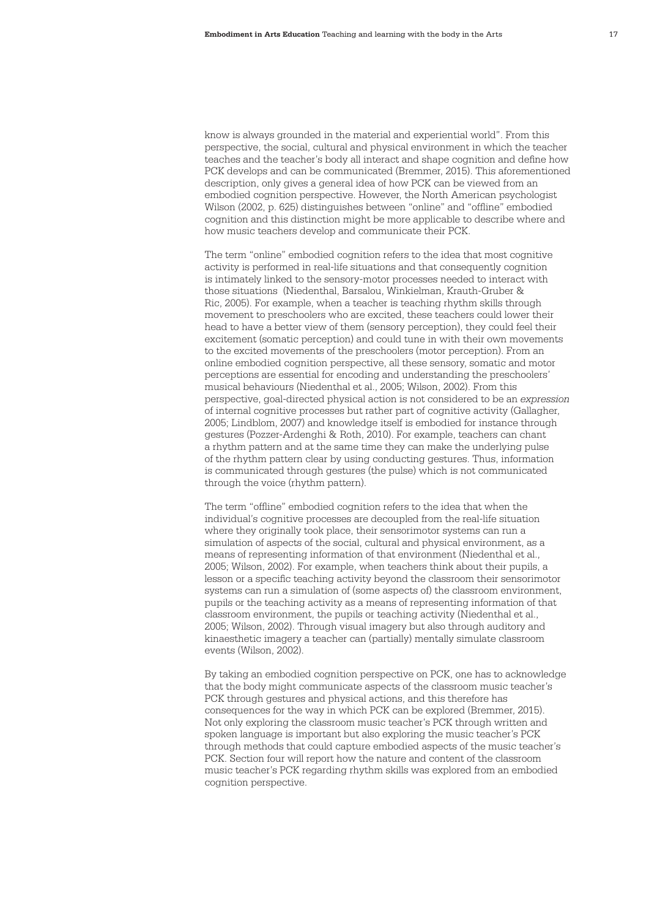know is always grounded in the material and experiential world". From this perspective, the social, cultural and physical environment in which the teacher teaches and the teacher's body all interact and shape cognition and define how PCK develops and can be communicated (Bremmer, 2015). This aforementioned description, only gives a general idea of how PCK can be viewed from an embodied cognition perspective. However, the North American psychologist Wilson (2002, p. 625) distinguishes between "online" and "offline" embodied cognition and this distinction might be more applicable to describe where and how music teachers develop and communicate their PCK.

The term "online" embodied cognition refers to the idea that most cognitive activity is performed in real-life situations and that consequently cognition is intimately linked to the sensory-motor processes needed to interact with those situations  (Niedenthal, Barsalou, Winkielman, Krauth-Gruber & Ric, 2005). For example, when a teacher is teaching rhythm skills through movement to preschoolers who are excited, these teachers could lower their head to have a better view of them (sensory perception), they could feel their excitement (somatic perception) and could tune in with their own movements to the excited movements of the preschoolers (motor perception). From an online embodied cognition perspective, all these sensory, somatic and motor perceptions are essential for encoding and understanding the preschoolers' musical behaviours (Niedenthal et al., 2005; Wilson, 2002). From this perspective, goal-directed physical action is not considered to be an *expression* of internal cognitive processes but rather part of cognitive activity (Gallagher, 2005; Lindblom, 2007) and knowledge itself is embodied for instance through gestures (Pozzer-Ardenghi & Roth, 2010). For example, teachers can chant a rhythm pattern and at the same time they can make the underlying pulse of the rhythm pattern clear by using conducting gestures. Thus, information is communicated through gestures (the pulse) which is not communicated through the voice (rhythm pattern).

The term "offline" embodied cognition refers to the idea that when the individual's cognitive processes are decoupled from the real-life situation where they originally took place, their sensorimotor systems can run a simulation of aspects of the social, cultural and physical environment, as a means of representing information of that environment (Niedenthal et al., 2005; Wilson, 2002). For example, when teachers think about their pupils, a lesson or a specific teaching activity beyond the classroom their sensorimotor systems can run a simulation of (some aspects of) the classroom environment, pupils or the teaching activity as a means of representing information of that classroom environment, the pupils or teaching activity (Niedenthal et al., 2005; Wilson, 2002). Through visual imagery but also through auditory and kinaesthetic imagery a teacher can (partially) mentally simulate classroom events (Wilson, 2002).

By taking an embodied cognition perspective on PCK, one has to acknowledge that the body might communicate aspects of the classroom music teacher's PCK through gestures and physical actions, and this therefore has consequences for the way in which PCK can be explored (Bremmer, 2015). Not only exploring the classroom music teacher's PCK through written and spoken language is important but also exploring the music teacher's PCK through methods that could capture embodied aspects of the music teacher's PCK. Section four will report how the nature and content of the classroom music teacher's PCK regarding rhythm skills was explored from an embodied cognition perspective.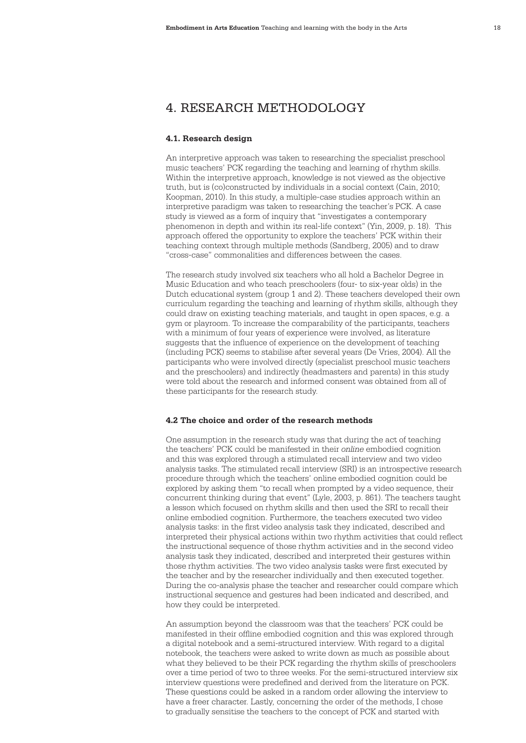# 4. RESEARCH METHODOLOGY

### 4.1. Research design

An interpretive approach was taken to researching the specialist preschool music teachers' PCK regarding the teaching and learning of rhythm skills. Within the interpretive approach, knowledge is not viewed as the objective truth, but is (co)constructed by individuals in a social context (Cain, 2010; Koopman, 2010). In this study, a multiple-case studies approach within an interpretive paradigm was taken to researching the teacher's PCK. A case study is viewed as a form of inquiry that "investigates a contemporary phenomenon in depth and within its real-life context" (Yin, 2009, p. 18). This approach offered the opportunity to explore the teachers' PCK within their teaching context through multiple methods (Sandberg, 2005) and to draw "cross-case" commonalities and differences between the cases.

The research study involved six teachers who all hold a Bachelor Degree in Music Education and who teach preschoolers (four- to six-year olds) in the Dutch educational system (group 1 and 2). These teachers developed their own curriculum regarding the teaching and learning of rhythm skills, although they could draw on existing teaching materials, and taught in open spaces, e.g. a gym or playroom. To increase the comparability of the participants, teachers with a minimum of four years of experience were involved, as literature suggests that the influence of experience on the development of teaching (including PCK) seems to stabilise after several years (De Vries, 2004). All the participants who were involved directly (specialist preschool music teachers and the preschoolers) and indirectly (headmasters and parents) in this study were told about the research and informed consent was obtained from all of these participants for the research study.

### 4.2 The choice and order of the research methods

One assumption in the research study was that during the act of teaching the teachers' PCK could be manifested in their *online* embodied cognition and this was explored through a stimulated recall interview and two video analysis tasks. The stimulated recall interview (SRI) is an introspective research procedure through which the teachers' online embodied cognition could be explored by asking them "to recall when prompted by a video sequence, their concurrent thinking during that event" (Lyle, 2003, p. 861). The teachers taught a lesson which focused on rhythm skills and then used the SRI to recall their online embodied cognition. Furthermore, the teachers executed two video analysis tasks: in the first video analysis task they indicated, described and interpreted their physical actions within two rhythm activities that could reflect the instructional sequence of those rhythm activities and in the second video analysis task they indicated, described and interpreted their gestures within those rhythm activities. The two video analysis tasks were first executed by the teacher and by the researcher individually and then executed together. During the co-analysis phase the teacher and researcher could compare which instructional sequence and gestures had been indicated and described, and how they could be interpreted.

An assumption beyond the classroom was that the teachers' PCK could be manifested in their offline embodied cognition and this was explored through a digital notebook and a semi-structured interview. With regard to a digital notebook, the teachers were asked to write down as much as possible about what they believed to be their PCK regarding the rhythm skills of preschoolers over a time period of two to three weeks. For the semi-structured interview six interview questions were predefined and derived from the literature on PCK. These questions could be asked in a random order allowing the interview to have a freer character. Lastly, concerning the order of the methods, I chose to gradually sensitise the teachers to the concept of PCK and started with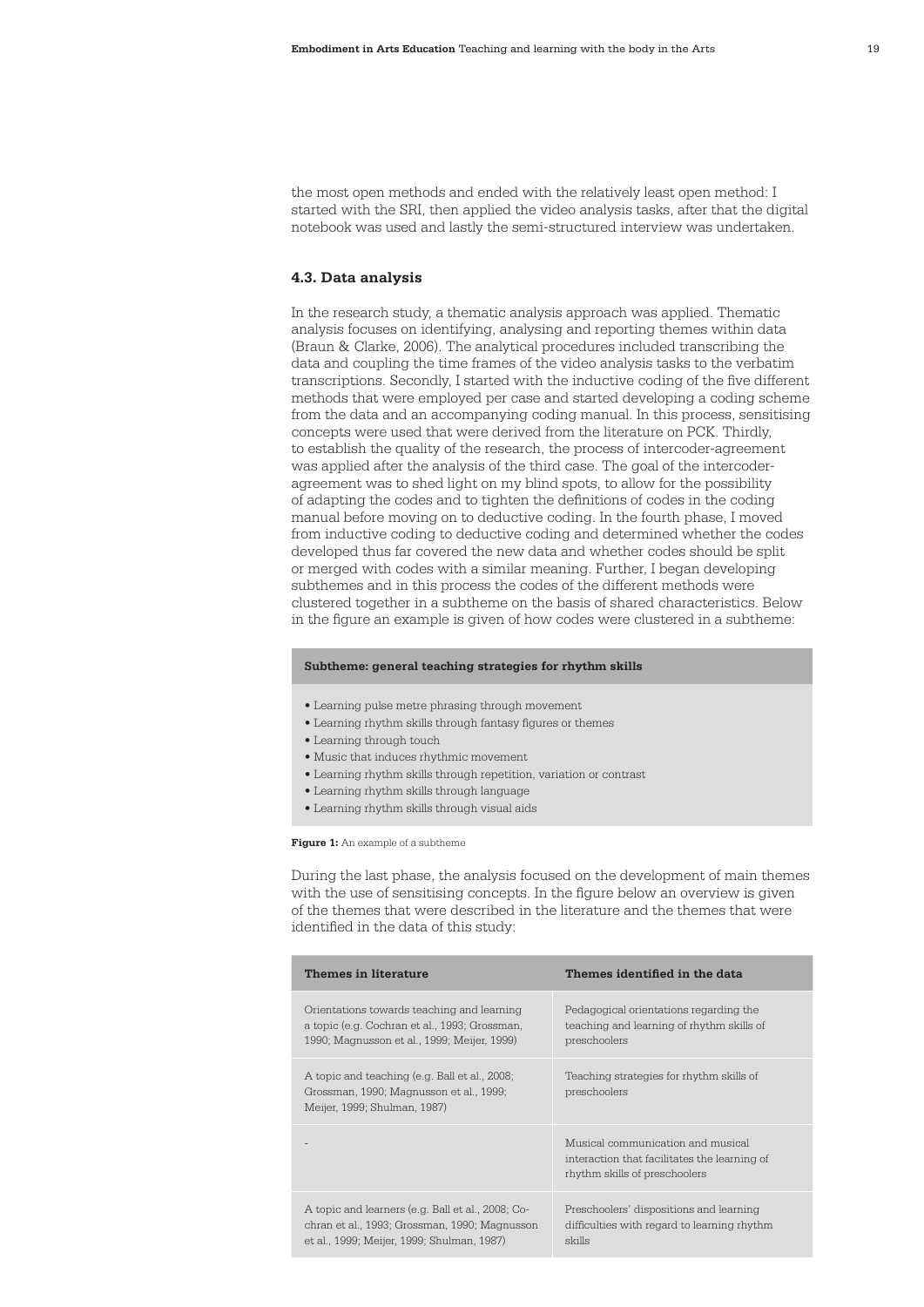the most open methods and ended with the relatively least open method: I started with the SRI, then applied the video analysis tasks, after that the digital notebook was used and lastly the semi-structured interview was undertaken.

### 4.3. Data analysis

In the research study, a thematic analysis approach was applied. Thematic analysis focuses on identifying, analysing and reporting themes within data (Braun & Clarke, 2006). The analytical procedures included transcribing the data and coupling the time frames of the video analysis tasks to the verbatim transcriptions. Secondly, I started with the inductive coding of the five different methods that were employed per case and started developing a coding scheme from the data and an accompanying coding manual. In this process, sensitising concepts were used that were derived from the literature on PCK. Thirdly, to establish the quality of the research, the process of intercoder-agreement was applied after the analysis of the third case. The goal of the intercoder-agreement was to shed light on my blind spots, to allow for the possibility of adapting the codes and to tighten the definitions of codes in the coding manual before moving on to deductive coding. In the fourth phase, I moved from inductive coding to deductive coding and determined whether the codes developed thus far covered the new data and whether codes should be split or merged with codes with a similar meaning. Further, I began developing subthemes and in this process the codes of the different methods were clustered together in a subtheme on the basis of shared characteristics. Below in the figure an example is given of how codes were clustered in a subtheme:

**Subtheme: general teaching strategies for rhythm skills**

- Learning pulse metre phrasing through movement
- Learning rhythm skills through fantasy figures or themes
- Learning through touch
- Music that induces rhythmic movement
- Learning rhythm skills through repetition, variation or contrast
- Learning rhythm skills through language
- Learning rhythm skills through visual aids

**Figure 1:** An example of a subtheme

During the last phase, the analysis focused on the development of main themes with the use of sensitising concepts. In the figure below an overview is given of the themes that were described in the literature and the themes that were identified in the data of this study:

| Themes in literature | Themes identified in the data |
|---|---|
| Orientations towards teaching and learning a topic (e.g. Cochran et al., 1993; Grossman, 1990; Magnusson et al., 1999; Meijer, 1999) | Pedagogical orientations regarding the teaching and learning of rhythm skills of preschoolers |
| A topic and teaching (e.g. Ball et al., 2008; Grossman, 1990; Magnusson et al., 1999; Meijer, 1999; Shulman, 1987) | Teaching strategies for rhythm skills of preschoolers |
| - | Musical communication and musical interaction that facilitates the learning of rhythm skills of preschoolers |
| A topic and learners (e.g. Ball et al., 2008; Cochran et al., 1993; Grossman, 1990; Magnusson et al., 1999; Meijer, 1999; Shulman, 1987) | Preschoolers' dispositions and learning difficulties with regard to learning rhythm skills |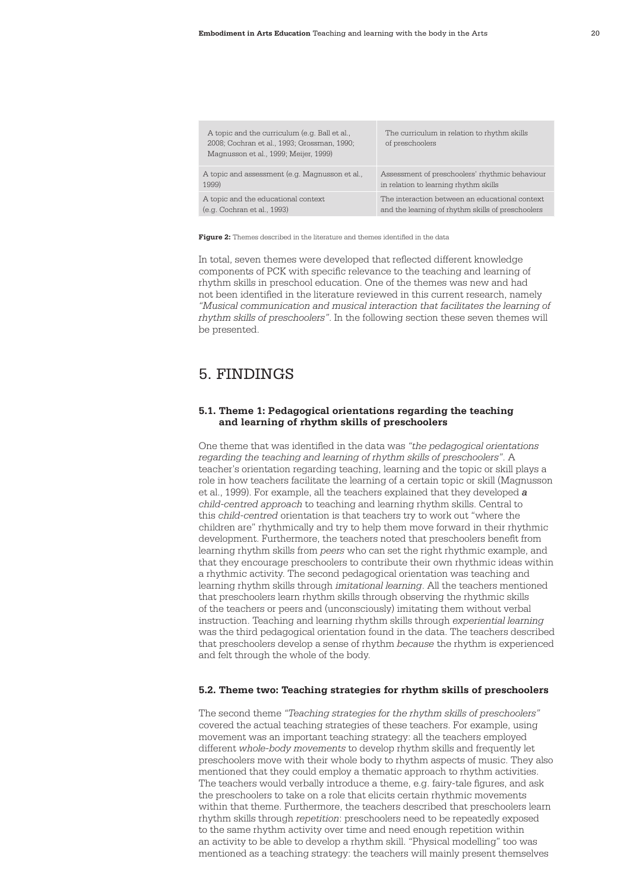| | |
|---|---|
| A topic and the curriculum (e.g. Ball et al., 2008; Cochran et al., 1993; Grossman, 1990; Magnusson et al., 1999; Meijer, 1999) | The curriculum in relation to rhythm skills of preschoolers |
| A topic and assessment (e.g. Magnusson et al., 1999) | Assessment of preschoolers' rhythmic behaviour in relation to learning rhythm skills |
| A topic and the educational context (e.g. Cochran et al., 1993) | The interaction between an educational context and the learning of rhythm skills of preschoolers |

**Figure 2:** Themes described in the literature and themes identified in the data

In total, seven themes were developed that reflected different knowledge components of PCK with specific relevance to the teaching and learning of rhythm skills in preschool education. One of the themes was new and had not been identified in the literature reviewed in this current research, namely *"Musical communication and musical interaction that facilitates the learning of rhythm skills of preschoolers"*. In the following section these seven themes will be presented.

# 5. FINDINGS

### 5.1. Theme 1: Pedagogical orientations regarding the teaching and learning of rhythm skills of preschoolers

One theme that was identified in the data was *"the pedagogical orientations regarding the teaching and learning of rhythm skills of preschoolers"*. A teacher's orientation regarding teaching, learning and the topic or skill plays a role in how teachers facilitate the learning of a certain topic or skill (Magnusson et al., 1999). For example, all the teachers explained that they developed *a child-centred approach* to teaching and learning rhythm skills. Central to this *child-centred* orientation is that teachers try to work out "where the children are" rhythmically and try to help them move forward in their rhythmic development. Furthermore, the teachers noted that preschoolers benefit from learning rhythm skills from *peers* who can set the right rhythmic example, and that they encourage preschoolers to contribute their own rhythmic ideas within a rhythmic activity. The second pedagogical orientation was teaching and learning rhythm skills through *imitational learning*. All the teachers mentioned that preschoolers learn rhythm skills through observing the rhythmic skills of the teachers or peers and (unconsciously) imitating them without verbal instruction. Teaching and learning rhythm skills through *experiential learning* was the third pedagogical orientation found in the data. The teachers described that preschoolers develop a sense of rhythm *because* the rhythm is experienced and felt through the whole of the body.

### 5.2. Theme two: Teaching strategies for rhythm skills of preschoolers

The second theme *"Teaching strategies for the rhythm skills of preschoolers"* covered the actual teaching strategies of these teachers. For example, using movement was an important teaching strategy: all the teachers employed different *whole-body movements* to develop rhythm skills and frequently let preschoolers move with their whole body to rhythm aspects of music. They also mentioned that they could employ a thematic approach to rhythm activities. The teachers would verbally introduce a theme, e.g. fairy-tale figures, and ask the preschoolers to take on a role that elicits certain rhythmic movements within that theme. Furthermore, the teachers described that preschoolers learn rhythm skills through *repetition*: preschoolers need to be repeatedly exposed to the same rhythm activity over time and need enough repetition within an activity to be able to develop a rhythm skill. "Physical modelling" too was mentioned as a teaching strategy: the teachers will mainly present themselves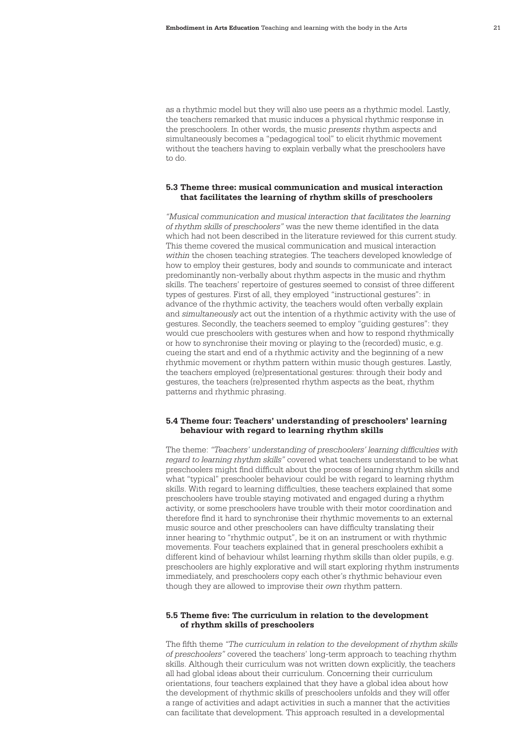as a rhythmic model but they will also use peers as a rhythmic model. Lastly, the teachers remarked that music induces a physical rhythmic response in the preschoolers. In other words, the music *presents* rhythm aspects and simultaneously becomes a "pedagogical tool" to elicit rhythmic movement without the teachers having to explain verbally what the preschoolers have to do.

### 5.3 Theme three: musical communication and musical interaction that facilitates the learning of rhythm skills of preschoolers

*"Musical communication and musical interaction that facilitates the learning of rhythm skills of preschoolers"* was the new theme identified in the data which had not been described in the literature reviewed for this current study. This theme covered the musical communication and musical interaction *within* the chosen teaching strategies. The teachers developed knowledge of how to employ their gestures, body and sounds to communicate and interact predominantly non-verbally about rhythm aspects in the music and rhythm skills. The teachers' repertoire of gestures seemed to consist of three different types of gestures. First of all, they employed "instructional gestures": in advance of the rhythmic activity, the teachers would often verbally explain and *simultaneously* act out the intention of a rhythmic activity with the use of gestures. Secondly, the teachers seemed to employ "guiding gestures": they would cue preschoolers with gestures when and how to respond rhythmically or how to synchronise their moving or playing to the (recorded) music, e.g. cueing the start and end of a rhythmic activity and the beginning of a new rhythmic movement or rhythm pattern within music though gestures. Lastly, the teachers employed (re)presentational gestures: through their body and gestures, the teachers (re)presented rhythm aspects as the beat, rhythm patterns and rhythmic phrasing.

### 5.4 Theme four: Teachers' understanding of preschoolers' learning behaviour with regard to learning rhythm skills

The theme: *"Teachers' understanding of preschoolers' learning difficulties with regard to learning rhythm skills"* covered what teachers understand to be what preschoolers might find difficult about the process of learning rhythm skills and what "typical" preschooler behaviour could be with regard to learning rhythm skills. With regard to learning difficulties, these teachers explained that some preschoolers have trouble staying motivated and engaged during a rhythm activity, or some preschoolers have trouble with their motor coordination and therefore find it hard to synchronise their rhythmic movements to an external music source and other preschoolers can have difficulty translating their inner hearing to "rhythmic output", be it on an instrument or with rhythmic movements. Four teachers explained that in general preschoolers exhibit a different kind of behaviour whilst learning rhythm skills than older pupils, e.g. preschoolers are highly explorative and will start exploring rhythm instruments immediately, and preschoolers copy each other's rhythmic behaviour even though they are allowed to improvise their *own* rhythm pattern.

### 5.5 Theme five: The curriculum in relation to the development of rhythm skills of preschoolers

The fifth theme *"The curriculum in relation to the development of rhythm skills of preschoolers"* covered the teachers' long-term approach to teaching rhythm skills. Although their curriculum was not written down explicitly, the teachers all had global ideas about their curriculum. Concerning their curriculum orientations, four teachers explained that they have a global idea about how the development of rhythmic skills of preschoolers unfolds and they will offer a range of activities and adapt activities in such a manner that the activities can facilitate that development. This approach resulted in a developmental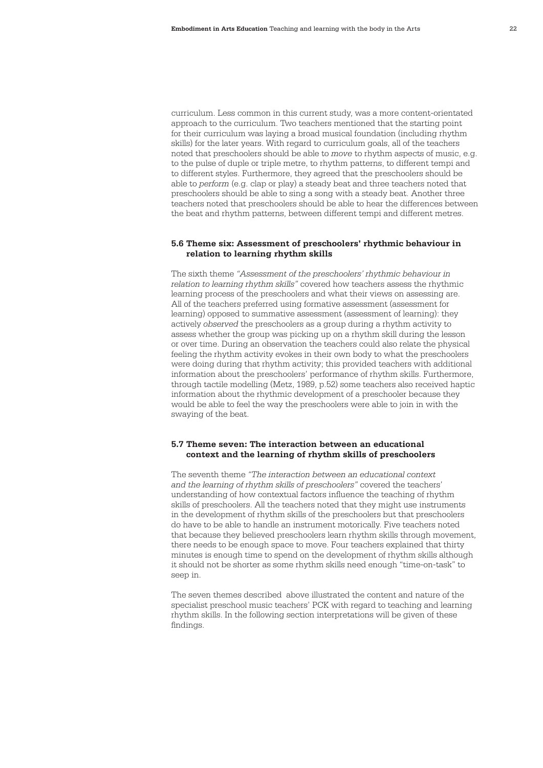curriculum. Less common in this current study, was a more content-orientated approach to the curriculum. Two teachers mentioned that the starting point for their curriculum was laying a broad musical foundation (including rhythm skills) for the later years. With regard to curriculum goals, all of the teachers noted that preschoolers should be able to *move* to rhythm aspects of music, e.g. to the pulse of duple or triple metre, to rhythm patterns, to different tempi and to different styles. Furthermore, they agreed that the preschoolers should be able to *perform* (e.g. clap or play) a steady beat and three teachers noted that preschoolers should be able to sing a song with a steady beat. Another three teachers noted that preschoolers should be able to hear the differences between the beat and rhythm patterns, between different tempi and different metres.

### 5.6 Theme six: Assessment of preschoolers' rhythmic behaviour in relation to learning rhythm skills

The sixth theme *"Assessment of the preschoolers' rhythmic behaviour in relation to learning rhythm skills"* covered how teachers assess the rhythmic learning process of the preschoolers and what their views on assessing are. All of the teachers preferred using formative assessment (assessment for learning) opposed to summative assessment (assessment of learning): they actively *observed* the preschoolers as a group during a rhythm activity to assess whether the group was picking up on a rhythm skill during the lesson or over time. During an observation the teachers could also relate the physical feeling the rhythm activity evokes in their own body to what the preschoolers were doing during that rhythm activity; this provided teachers with additional information about the preschoolers' performance of rhythm skills. Furthermore, through tactile modelling (Metz, 1989, p.52) some teachers also received haptic information about the rhythmic development of a preschooler because they would be able to feel the way the preschoolers were able to join in with the swaying of the beat.

### 5.7 Theme seven: The interaction between an educational context and the learning of rhythm skills of preschoolers

The seventh theme *"The interaction between an educational context and the learning of rhythm skills of preschoolers"* covered the teachers' understanding of how contextual factors influence the teaching of rhythm skills of preschoolers. All the teachers noted that they might use instruments in the development of rhythm skills of the preschoolers but that preschoolers do have to be able to handle an instrument motorically. Five teachers noted that because they believed preschoolers learn rhythm skills through movement, there needs to be enough space to move. Four teachers explained that thirty minutes is enough time to spend on the development of rhythm skills although it should not be shorter as some rhythm skills need enough "time-on-task" to seep in.

The seven themes described above illustrated the content and nature of the specialist preschool music teachers' PCK with regard to teaching and learning rhythm skills. In the following section interpretations will be given of these findings.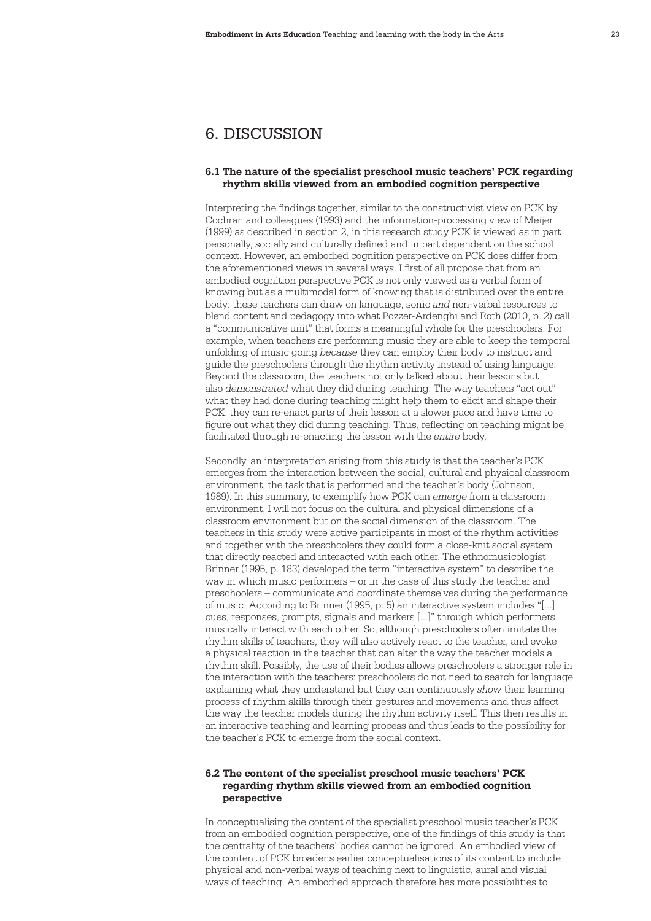# 6. DISCUSSION

### 6.1 The nature of the specialist preschool music teachers' PCK regarding rhythm skills viewed from an embodied cognition perspective

Interpreting the findings together, similar to the constructivist view on PCK by Cochran and colleagues (1993) and the information-processing view of Meijer (1999) as described in section 2, in this research study PCK is viewed as in part personally, socially and culturally defined and in part dependent on the school context. However, an embodied cognition perspective on PCK does differ from the aforementioned views in several ways. I first of all propose that from an embodied cognition perspective PCK is not only viewed as a verbal form of knowing but as a multimodal form of knowing that is distributed over the entire body: these teachers can draw on language, sonic *and* non-verbal resources to blend content and pedagogy into what Pozzer-Ardenghi and Roth (2010, p. 2) call a "communicative unit" that forms a meaningful whole for the preschoolers. For example, when teachers are performing music they are able to keep the temporal unfolding of music going *because* they can employ their body to instruct and guide the preschoolers through the rhythm activity instead of using language. Beyond the classroom, the teachers not only talked about their lessons but also *demonstrated* what they did during teaching. The way teachers "act out" what they had done during teaching might help them to elicit and shape their PCK: they can re-enact parts of their lesson at a slower pace and have time to figure out what they did during teaching. Thus, reflecting on teaching might be facilitated through re-enacting the lesson with the *entire* body.

Secondly, an interpretation arising from this study is that the teacher's PCK emerges from the interaction between the social, cultural and physical classroom environment, the task that is performed and the teacher's body (Johnson, 1989). In this summary, to exemplify how PCK can *emerge* from a classroom environment, I will not focus on the cultural and physical dimensions of a classroom environment but on the social dimension of the classroom. The teachers in this study were active participants in most of the rhythm activities and together with the preschoolers they could form a close-knit social system that directly reacted and interacted with each other. The ethnomusicologist Brinner (1995, p. 183) developed the term "interactive system" to describe the way in which music performers – or in the case of this study the teacher and preschoolers – communicate and coordinate themselves during the performance of music. According to Brinner (1995, p. 5) an interactive system includes "[...] cues, responses, prompts, signals and markers [...]" through which performers musically interact with each other. So, although preschoolers often imitate the rhythm skills of teachers, they will also actively react to the teacher, and evoke a physical reaction in the teacher that can alter the way the teacher models a rhythm skill. Possibly, the use of their bodies allows preschoolers a stronger role in the interaction with the teachers: preschoolers do not need to search for language explaining what they understand but they can continuously *show* their learning process of rhythm skills through their gestures and movements and thus affect the way the teacher models during the rhythm activity itself. This then results in an interactive teaching and learning process and thus leads to the possibility for the teacher's PCK to emerge from the social context.

### 6.2 The content of the specialist preschool music teachers' PCK regarding rhythm skills viewed from an embodied cognition perspective

In conceptualising the content of the specialist preschool music teacher's PCK from an embodied cognition perspective, one of the findings of this study is that the centrality of the teachers' bodies cannot be ignored. An embodied view of the content of PCK broadens earlier conceptualisations of its content to include physical and non-verbal ways of teaching next to linguistic, aural and visual ways of teaching. An embodied approach therefore has more possibilities to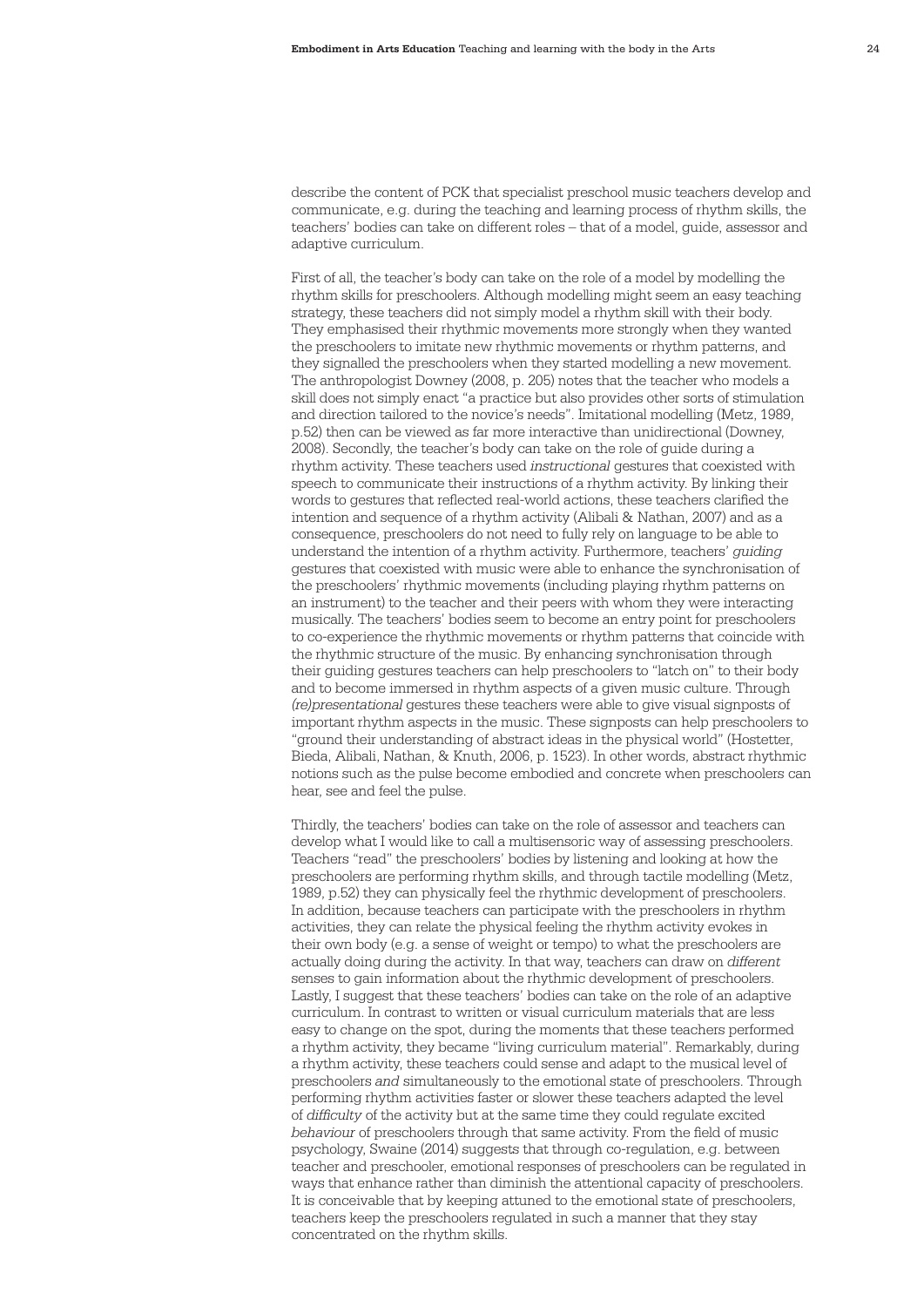describe the content of PCK that specialist preschool music teachers develop and communicate, e.g. during the teaching and learning process of rhythm skills, the teachers' bodies can take on different roles – that of a model, guide, assessor and adaptive curriculum.

First of all, the teacher's body can take on the role of a model by modelling the rhythm skills for preschoolers. Although modelling might seem an easy teaching strategy, these teachers did not simply model a rhythm skill with their body. They emphasised their rhythmic movements more strongly when they wanted the preschoolers to imitate new rhythmic movements or rhythm patterns, and they signalled the preschoolers when they started modelling a new movement. The anthropologist Downey (2008, p. 205) notes that the teacher who models a skill does not simply enact "a practice but also provides other sorts of stimulation and direction tailored to the novice's needs". Imitational modelling (Metz, 1989, p.52) then can be viewed as far more interactive than unidirectional (Downey, 2008). Secondly, the teacher's body can take on the role of guide during a rhythm activity. These teachers used *instructional* gestures that coexisted with speech to communicate their instructions of a rhythm activity. By linking their words to gestures that reflected real-world actions, these teachers clarified the intention and sequence of a rhythm activity (Alibali & Nathan, 2007) and as a consequence, preschoolers do not need to fully rely on language to be able to understand the intention of a rhythm activity. Furthermore, teachers' *guiding* gestures that coexisted with music were able to enhance the synchronisation of the preschoolers' rhythmic movements (including playing rhythm patterns on an instrument) to the teacher and their peers with whom they were interacting musically. The teachers' bodies seem to become an entry point for preschoolers to co-experience the rhythmic movements or rhythm patterns that coincide with the rhythmic structure of the music. By enhancing synchronisation through their guiding gestures teachers can help preschoolers to "latch on" to their body and to become immersed in rhythm aspects of a given music culture. Through *(re)presentational* gestures these teachers were able to give visual signposts of important rhythm aspects in the music. These signposts can help preschoolers to "ground their understanding of abstract ideas in the physical world" (Hostetter, Bieda, Alibali, Nathan, & Knuth, 2006, p. 1523). In other words, abstract rhythmic notions such as the pulse become embodied and concrete when preschoolers can hear, see and feel the pulse.

Thirdly, the teachers' bodies can take on the role of assessor and teachers can develop what I would like to call a multisensoric way of assessing preschoolers. Teachers "read" the preschoolers' bodies by listening and looking at how the preschoolers are performing rhythm skills, and through tactile modelling (Metz, 1989, p.52) they can physically feel the rhythmic development of preschoolers. In addition, because teachers can participate with the preschoolers in rhythm activities, they can relate the physical feeling the rhythm activity evokes in their own body (e.g. a sense of weight or tempo) to what the preschoolers are actually doing during the activity. In that way, teachers can draw on *different* senses to gain information about the rhythmic development of preschoolers. Lastly, I suggest that these teachers' bodies can take on the role of an adaptive curriculum. In contrast to written or visual curriculum materials that are less easy to change on the spot, during the moments that these teachers performed a rhythm activity, they became "living curriculum material". Remarkably, during a rhythm activity, these teachers could sense and adapt to the musical level of preschoolers *and* simultaneously to the emotional state of preschoolers. Through performing rhythm activities faster or slower these teachers adapted the level of *difficulty* of the activity but at the same time they could regulate excited *behaviour* of preschoolers through that same activity. From the field of music psychology, Swaine (2014) suggests that through co-regulation, e.g. between teacher and preschooler, emotional responses of preschoolers can be regulated in ways that enhance rather than diminish the attentional capacity of preschoolers. It is conceivable that by keeping attuned to the emotional state of preschoolers, teachers keep the preschoolers regulated in such a manner that they stay concentrated on the rhythm skills.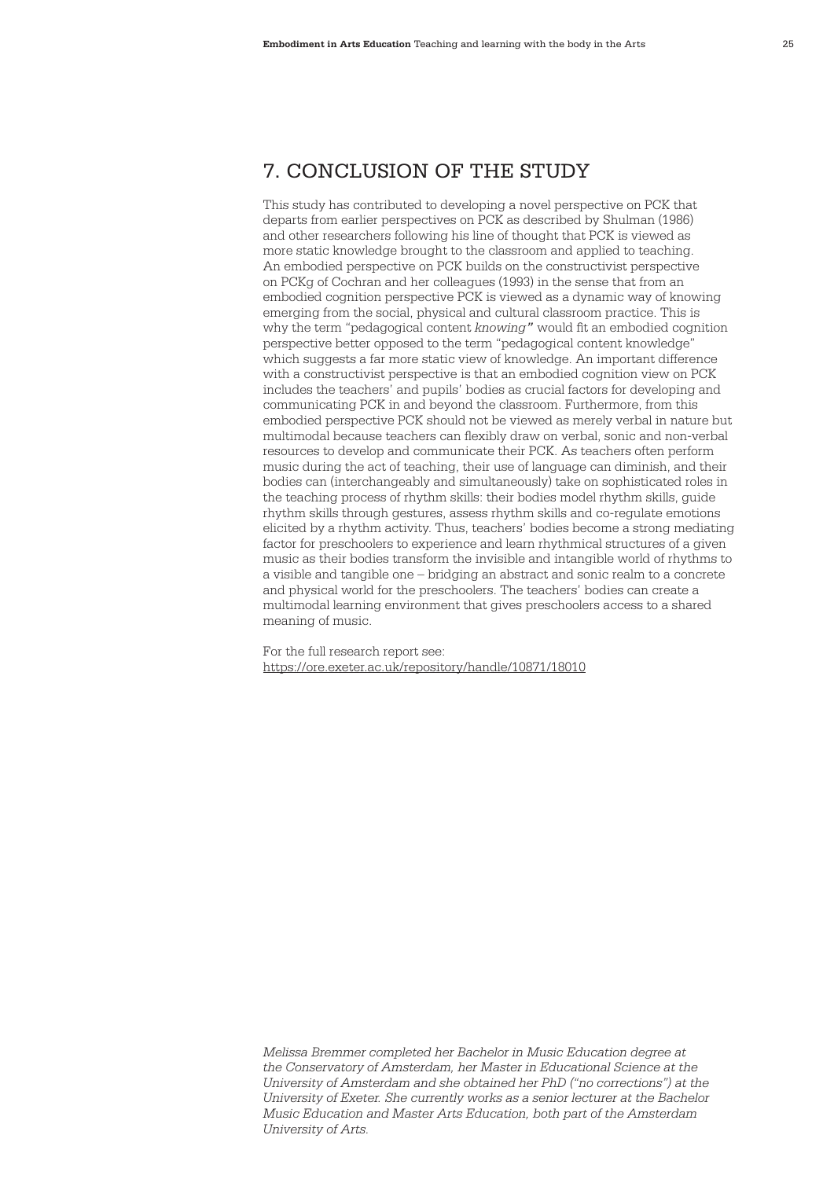## 7. CONCLUSION OF THE STUDY

This study has contributed to developing a novel perspective on PCK that departs from earlier perspectives on PCK as described by Shulman (1986) and other researchers following his line of thought that PCK is viewed as more static knowledge brought to the classroom and applied to teaching. An embodied perspective on PCK builds on the constructivist perspective on PCKg of Cochran and her colleagues (1993) in the sense that from an embodied cognition perspective PCK is viewed as a dynamic way of knowing emerging from the social, physical and cultural classroom practice. This is why the term "pedagogical content *knowing*" would fit an embodied cognition perspective better opposed to the term "pedagogical content knowledge" which suggests a far more static view of knowledge. An important difference with a constructivist perspective is that an embodied cognition view on PCK includes the teachers' and pupils' bodies as crucial factors for developing and communicating PCK in and beyond the classroom. Furthermore, from this embodied perspective PCK should not be viewed as merely verbal in nature but multimodal because teachers can flexibly draw on verbal, sonic and non-verbal resources to develop and communicate their PCK. As teachers often perform music during the act of teaching, their use of language can diminish, and their bodies can (interchangeably and simultaneously) take on sophisticated roles in the teaching process of rhythm skills: their bodies model rhythm skills, guide rhythm skills through gestures, assess rhythm skills and co-regulate emotions elicited by a rhythm activity. Thus, teachers' bodies become a strong mediating factor for preschoolers to experience and learn rhythmical structures of a given music as their bodies transform the invisible and intangible world of rhythms to a visible and tangible one – bridging an abstract and sonic realm to a concrete and physical world for the preschoolers. The teachers' bodies can create a multimodal learning environment that gives preschoolers access to a shared meaning of music.

For the full research report see:
https://ore.exeter.ac.uk/repository/handle/10871/18010

*Melissa Bremmer completed her Bachelor in Music Education degree at the Conservatory of Amsterdam, her Master in Educational Science at the University of Amsterdam and she obtained her PhD ("no corrections") at the University of Exeter. She currently works as a senior lecturer at the Bachelor Music Education and Master Arts Education, both part of the Amsterdam University of Arts.*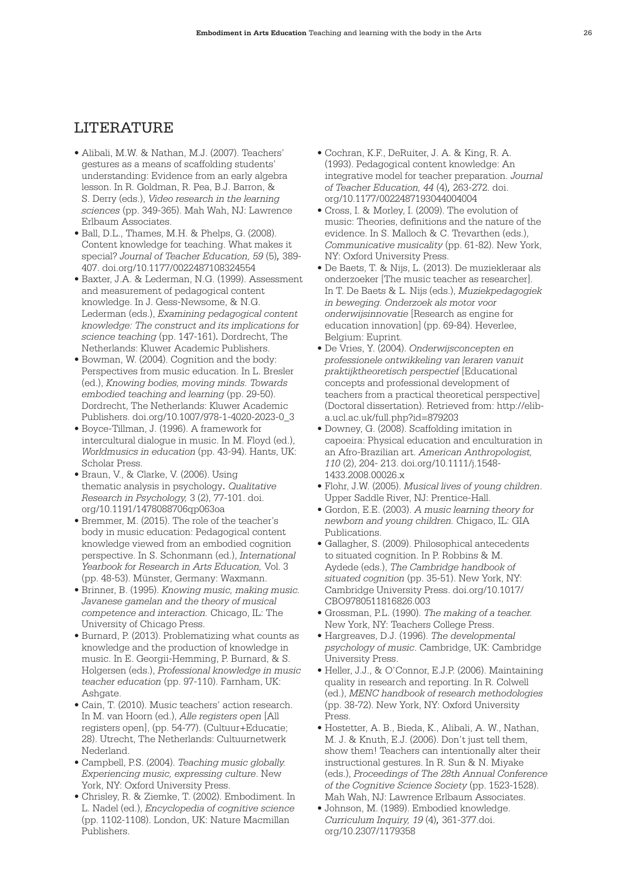## LITERATURE

- Alibali, M.W. & Nathan, M.J. (2007). Teachers' gestures as a means of scaffolding students' understanding: Evidence from an early algebra lesson. In R. Goldman, R. Pea, B.J. Barron, & S. Derry (eds.), *Video research in the learning sciences* (pp. 349-365). Mah Wah, NJ: Lawrence Erlbaum Associates.
- Ball, D.L., Thames, M.H. & Phelps, G. (2008). Content knowledge for teaching. What makes it special? *Journal of Teacher Education, 59* (5)*,* 389-407. doi.org/10.1177/0022487108324554
- Baxter, J.A. & Lederman, N.G. (1999). Assessment and measurement of pedagogical content knowledge. In J. Gess-Newsome, & N.G. Lederman (eds.), *Examining pedagogical content knowledge: The construct and its implications for science teaching* (pp. 147-161)*.* Dordrecht, The Netherlands: Kluwer Academic Publishers.
- Bowman, W. (2004). Cognition and the body: Perspectives from music education. In L. Bresler (ed.), *Knowing bodies, moving minds. Towards embodied teaching and learning* (pp. 29-50). Dordrecht, The Netherlands: Kluwer Academic Publishers. doi.org/10.1007/978-1-4020-2023-0_3
- Boyce-Tillman, J. (1996). A framework for intercultural dialogue in music. In M. Floyd (ed.), *Worldmusics in education* (pp. 43-94). Hants, UK: Scholar Press.
- Braun, V., & Clarke, V. (2006). Using thematic analysis in psychology*. Qualitative Research in Psychology,* 3 (2), 77-101. doi.org/10.1191/1478088706qp063oa
- Bremmer, M. (2015). The role of the teacher's body in music education: Pedagogical content knowledge viewed from an embodied cognition perspective. In S. Schonmann (ed.), *International Yearbook for Research in Arts Education,* Vol. 3 (pp. 48-53). Münster, Germany: Waxmann.
- Brinner, B. (1995). *Knowing music, making music. Javanese gamelan and the theory of musical competence and interaction.* Chicago, IL: The University of Chicago Press.
- Burnard, P. (2013). Problematizing what counts as knowledge and the production of knowledge in music. In E. Georgii-Hemming, P. Burnard, & S. Holgersen (eds.), *Professional knowledge in music teacher education* (pp. 97-110). Farnham, UK: Ashgate.
- Cain, T. (2010). Music teachers' action research. In M. van Hoorn (ed.), *Alle registers open* [All registers open], (pp. 54-77). (Cultuur+Educatie; 28). Utrecht, The Netherlands: Cultuurnetwerk Nederland.
- Campbell, P.S. (2004). *Teaching music globally. Experiencing music, expressing culture*. New York, NY: Oxford University Press.
- Chrisley, R. & Ziemke, T. (2002). Embodiment. In L. Nadel (ed.), *Encyclopedia of cognitive science* (pp. 1102-1108). London, UK: Nature Macmillan Publishers.
- Cochran, K.F., DeRuiter, J. A. & King, R. A. (1993). Pedagogical content knowledge: An integrative model for teacher preparation. *Journal of Teacher Education, 44* (4)*,* 263-272. doi.org/10.1177/0022487193044004004
- Cross, I. & Morley, I. (2009). The evolution of music: Theories, definitions and the nature of the evidence. In S. Malloch & C. Trevarthen (eds.), *Communicative musicality* (pp. 61-82). New York, NY: Oxford University Press.
- De Baets, T. & Nijs, L. (2013). De muziekleraar als onderzoeker [The music teacher as researcher]. In T. De Baets & L. Nijs (eds.), *Muziekpedagogiek in beweging. Onderzoek als motor voor onderwijsinnovatie* [Research as engine for education innovation] (pp. 69-84). Heverlee, Belgium: Euprint.
- De Vries, Y. (2004). *Onderwijsconcepten en professionele ontwikkeling van leraren vanuit praktijktheoretisch perspectief* [Educational concepts and professional development of teachers from a practical theoretical perspective] (Doctoral dissertation). Retrieved from: http://elib-a.ucl.ac.uk/full.php?id=879203
- Downey, G. (2008). Scaffolding imitation in capoeira: Physical education and enculturation in an Afro-Brazilian art. *American Anthropologist, 110* (2), 204- 213. doi.org/10.1111/j.1548-1433.2008.00026.x
- Flohr, J.W. (2005). *Musical lives of young children*. Upper Saddle River, NJ: Prentice-Hall.
- Gordon, E.E. (2003). *A music learning theory for newborn and young children.* Chigaco, IL: GIA Publications.
- Gallagher, S. (2009). Philosophical antecedents to situated cognition. In P. Robbins & M. Aydede (eds.), *The Cambridge handbook of situated cognition* (pp. 35-51). New York, NY: Cambridge University Press. doi.org/10.1017/CBO9780511816826.003
- Grossman, P.L. (1990). *The making of a teacher.* New York, NY: Teachers College Press.
- Hargreaves, D.J. (1996). *The developmental psychology of music*. Cambridge, UK: Cambridge University Press.
- Heller, J.J., & O'Connor, E.J.P. (2006). Maintaining quality in research and reporting. In R. Colwell (ed.), *MENC handbook of research methodologies* (pp. 38-72). New York, NY: Oxford University Press.
- Hostetter, A. B., Bieda, K., Alibali, A. W., Nathan, M. J. & Knuth, E.J. (2006). Don't just tell them, show them! Teachers can intentionally alter their instructional gestures. In R. Sun & N. Miyake (eds.), *Proceedings of The 28th Annual Conference of the Cognitive Science Society* (pp. 1523-1528). Mah Wah, NJ: Lawrence Erlbaum Associates.
- Johnson, M. (1989). Embodied knowledge. *Curriculum Inquiry, 19* (4)*,* 361-377.doi.org/10.2307/1179358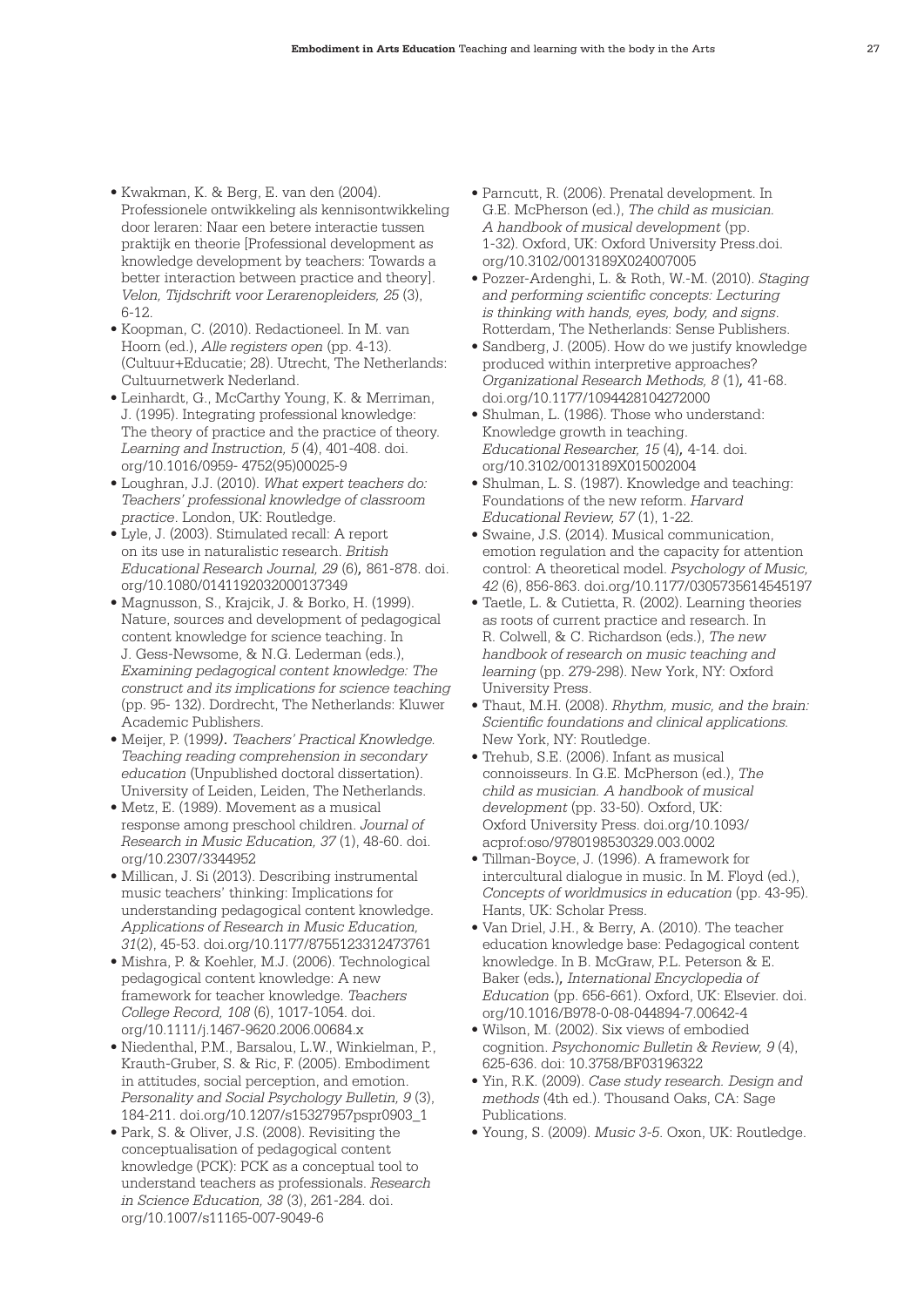- Kwakman, K. & Berg, E. van den (2004). Professionele ontwikkeling als kennisontwikkeling door leraren: Naar een betere interactie tussen praktijk en theorie [Professional development as knowledge development by teachers: Towards a better interaction between practice and theory]. *Velon, Tijdschrift voor Lerarenopleiders, 25* (3), 6-12.
- Koopman, C. (2010). Redactioneel. In M. van Hoorn (ed.), *Alle registers open* (pp. 4-13). (Cultuur+Educatie; 28). Utrecht, The Netherlands: Cultuurnetwerk Nederland.
- Leinhardt, G., McCarthy Young, K. & Merriman, J. (1995). Integrating professional knowledge: The theory of practice and the practice of theory. *Learning and Instruction, 5* (4), 401-408. doi.org/10.1016/0959- 4752(95)00025-9
- Loughran, J.J. (2010). *What expert teachers do: Teachers' professional knowledge of classroom practice*. London, UK: Routledge.
- Lyle, J. (2003). Stimulated recall: A report on its use in naturalistic research. *British Educational Research Journal, 29* (6)*,* 861-878. doi.org/10.1080/0141192032000137349
- Magnusson, S., Krajcik, J. & Borko, H. (1999). Nature, sources and development of pedagogical content knowledge for science teaching. In J. Gess-Newsome, & N.G. Lederman (eds.), *Examining pedagogical content knowledge: The construct and its implications for science teaching* (pp. 95- 132). Dordrecht, The Netherlands: Kluwer Academic Publishers.
- Meijer, P. (1999*). Teachers' Practical Knowledge. Teaching reading comprehension in secondary education* (Unpublished doctoral dissertation). University of Leiden, Leiden, The Netherlands.
- Metz, E. (1989). Movement as a musical response among preschool children. *Journal of Research in Music Education, 37* (1), 48-60. doi.org/10.2307/3344952
- Millican, J. Si (2013). Describing instrumental music teachers' thinking: Implications for understanding pedagogical content knowledge. *Applications of Research in Music Education, 31*(2), 45-53. doi.org/10.1177/8755123312473761
- Mishra, P. & Koehler, M.J. (2006). Technological pedagogical content knowledge: A new framework for teacher knowledge. *Teachers College Record, 108* (6), 1017-1054. doi.org/10.1111/j.1467-9620.2006.00684.x
- Niedenthal, P.M., Barsalou, L.W., Winkielman, P., Krauth-Gruber, S. & Ric, F. (2005). Embodiment in attitudes, social perception, and emotion. *Personality and Social Psychology Bulletin, 9* (3), 184-211. doi.org/10.1207/s15327957pspr0903_1
- Park, S. & Oliver, J.S. (2008). Revisiting the conceptualisation of pedagogical content knowledge (PCK): PCK as a conceptual tool to understand teachers as professionals. *Research in Science Education, 38* (3), 261-284. doi.org/10.1007/s11165-007-9049-6
- Parncutt, R. (2006). Prenatal development. In G.E. McPherson (ed.), *The child as musician. A handbook of musical development* (pp. 1-32). Oxford, UK: Oxford University Press.doi.org/10.3102/0013189X024007005
- Pozzer-Ardenghi, L. & Roth, W.-M. (2010). *Staging and performing scientific concepts: Lecturing is thinking with hands, eyes, body, and signs*. Rotterdam, The Netherlands: Sense Publishers.
- Sandberg, J. (2005). How do we justify knowledge produced within interpretive approaches? *Organizational Research Methods, 8* (1)*,* 41-68. doi.org/10.1177/1094428104272000
- Shulman, L. (1986). Those who understand: Knowledge growth in teaching. *Educational Researcher, 15* (4)*,* 4-14. doi.org/10.3102/0013189X015002004
- Shulman, L. S. (1987). Knowledge and teaching: Foundations of the new reform. *Harvard Educational Review, 57* (1), 1-22.
- Swaine, J.S. (2014). Musical communication, emotion regulation and the capacity for attention control: A theoretical model. *Psychology of Music, 42* (6), 856-863. doi.org/10.1177/0305735614545197
- Taetle, L. & Cutietta, R. (2002). Learning theories as roots of current practice and research. In R. Colwell, & C. Richardson (eds.), *The new handbook of research on music teaching and learning* (pp. 279-298). New York, NY: Oxford University Press.
- Thaut, M.H. (2008). *Rhythm, music, and the brain: Scientific foundations and clinical applications.* New York, NY: Routledge.
- Trehub, S.E. (2006). Infant as musical connoisseurs. In G.E. McPherson (ed.), *The child as musician. A handbook of musical development* (pp. 33-50). Oxford, UK: Oxford University Press. doi.org/10.1093/acprof:oso/9780198530329.003.0002
- Tillman-Boyce, J. (1996). A framework for intercultural dialogue in music. In M. Floyd (ed.), *Concepts of worldmusics in education* (pp. 43-95). Hants, UK: Scholar Press.
- Van Driel, J.H., & Berry, A. (2010). The teacher education knowledge base: Pedagogical content knowledge. In B. McGraw, P.L. Peterson & E. Baker (eds.)*, International Encyclopedia of Education* (pp. 656-661). Oxford, UK: Elsevier. doi.org/10.1016/B978-0-08-044894-7.00642-4
- Wilson, M. (2002). Six views of embodied cognition. *Psychonomic Bulletin & Review, 9* (4), 625-636. doi: 10.3758/BF03196322
- Yin, R.K. (2009). *Case study research. Design and methods* (4th ed.). Thousand Oaks, CA: Sage Publications.
- Young, S. (2009). *Music 3-5*. Oxon, UK: Routledge.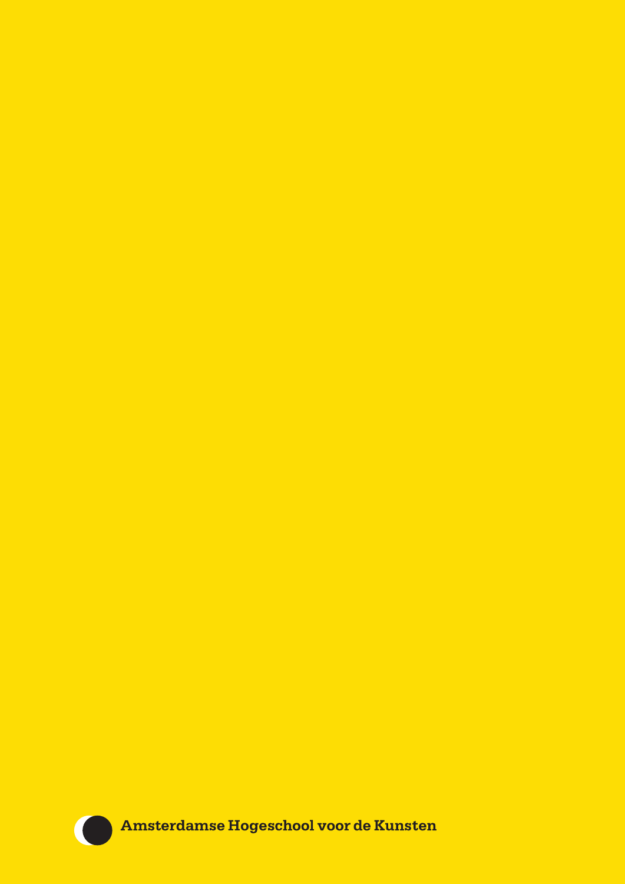Amsterdamse Hogeschool voor de Kunsten